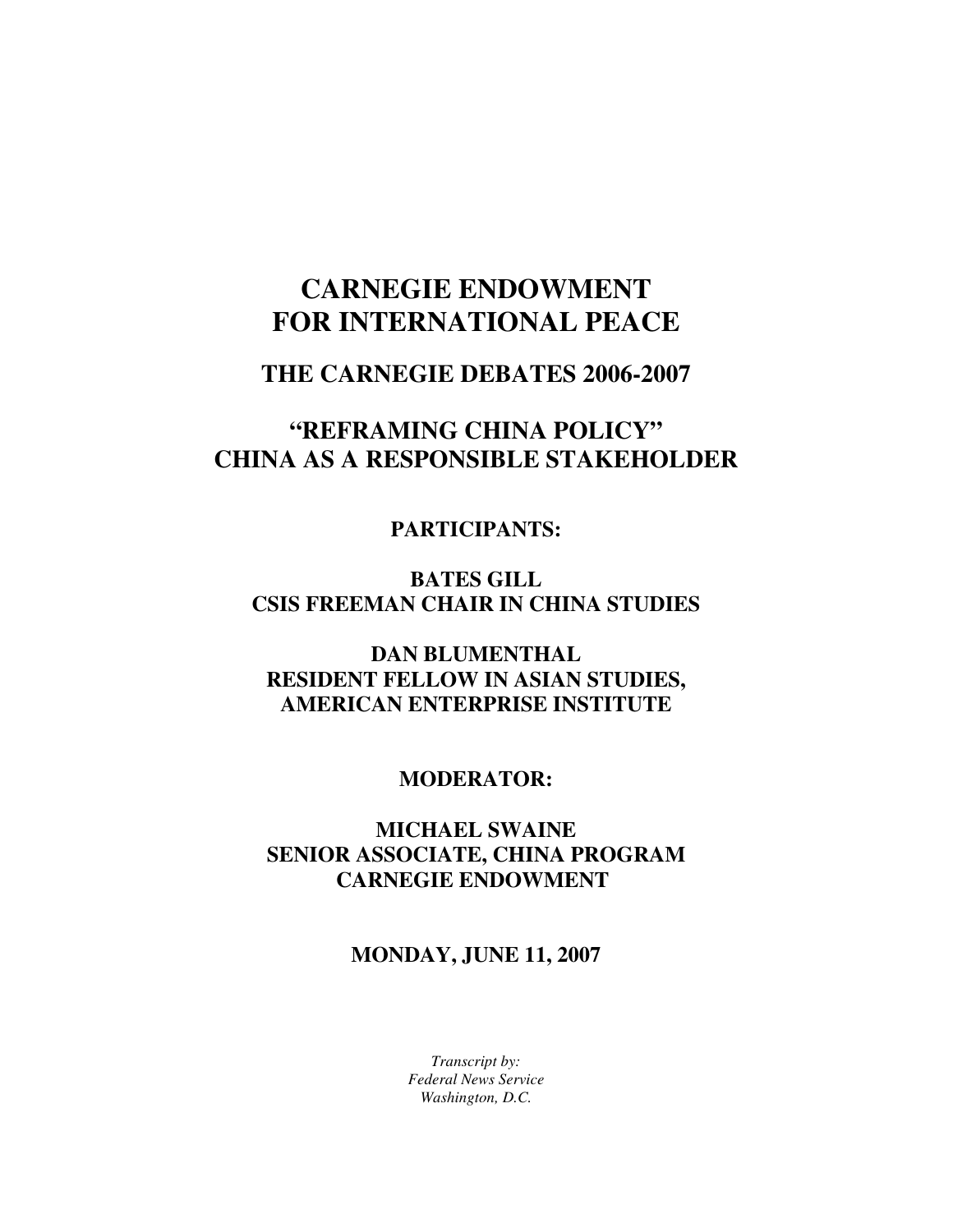# CARNEGIE ENDOWMENT FOR INTERNATIONAL PEACE

## THE CARNEGIE DEBATES 2006-2007

## "REFRAMING CHINA POLICY" CHINA AS A RESPONSIBLE STAKEHOLDER

**PARTICIPANTS:**

**BATES GILL**
**CSIS FREEMAN CHAIR IN CHINA STUDIES**

**DAN BLUMENTHAL**
**RESIDENT FELLOW IN ASIAN STUDIES, AMERICAN ENTERPRISE INSTITUTE**

**MODERATOR:**

**MICHAEL SWAINE**
**SENIOR ASSOCIATE, CHINA PROGRAM**
**CARNEGIE ENDOWMENT**

**MONDAY, JUNE 11, 2007**

*Transcript by:*
*Federal News Service*
*Washington, D.C.*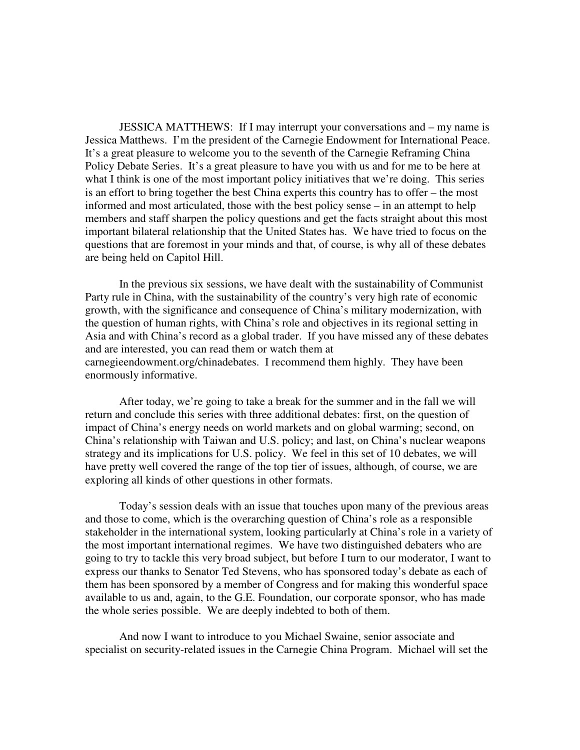JESSICA MATTHEWS: If I may interrupt your conversations and – my name is Jessica Matthews. I'm the president of the Carnegie Endowment for International Peace. It's a great pleasure to welcome you to the seventh of the Carnegie Reframing China Policy Debate Series. It's a great pleasure to have you with us and for me to be here at what I think is one of the most important policy initiatives that we're doing. This series is an effort to bring together the best China experts this country has to offer – the most informed and most articulated, those with the best policy sense – in an attempt to help members and staff sharpen the policy questions and get the facts straight about this most important bilateral relationship that the United States has. We have tried to focus on the questions that are foremost in your minds and that, of course, is why all of these debates are being held on Capitol Hill.

In the previous six sessions, we have dealt with the sustainability of Communist Party rule in China, with the sustainability of the country's very high rate of economic growth, with the significance and consequence of China's military modernization, with the question of human rights, with China's role and objectives in its regional setting in Asia and with China's record as a global trader. If you have missed any of these debates and are interested, you can read them or watch them at carnegieendowment.org/chinadebates. I recommend them highly. They have been enormously informative.

After today, we're going to take a break for the summer and in the fall we will return and conclude this series with three additional debates: first, on the question of impact of China's energy needs on world markets and on global warming; second, on China's relationship with Taiwan and U.S. policy; and last, on China's nuclear weapons strategy and its implications for U.S. policy. We feel in this set of 10 debates, we will have pretty well covered the range of the top tier of issues, although, of course, we are exploring all kinds of other questions in other formats.

Today's session deals with an issue that touches upon many of the previous areas and those to come, which is the overarching question of China's role as a responsible stakeholder in the international system, looking particularly at China's role in a variety of the most important international regimes. We have two distinguished debaters who are going to try to tackle this very broad subject, but before I turn to our moderator, I want to express our thanks to Senator Ted Stevens, who has sponsored today's debate as each of them has been sponsored by a member of Congress and for making this wonderful space available to us and, again, to the G.E. Foundation, our corporate sponsor, who has made the whole series possible. We are deeply indebted to both of them.

And now I want to introduce to you Michael Swaine, senior associate and specialist on security-related issues in the Carnegie China Program. Michael will set the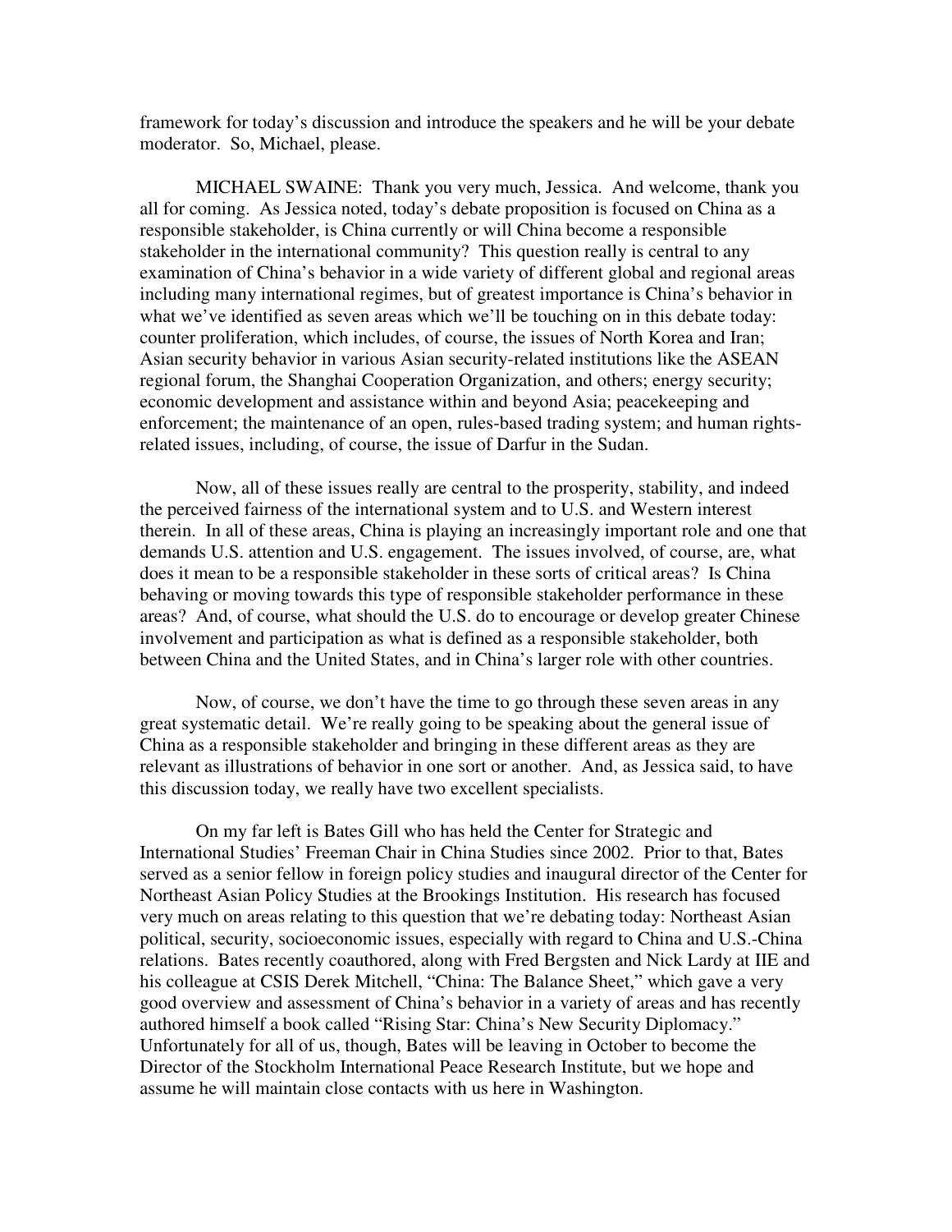framework for today's discussion and introduce the speakers and he will be your debate moderator. So, Michael, please.

MICHAEL SWAINE: Thank you very much, Jessica. And welcome, thank you all for coming. As Jessica noted, today's debate proposition is focused on China as a responsible stakeholder, is China currently or will China become a responsible stakeholder in the international community? This question really is central to any examination of China's behavior in a wide variety of different global and regional areas including many international regimes, but of greatest importance is China's behavior in what we've identified as seven areas which we'll be touching on in this debate today: counter proliferation, which includes, of course, the issues of North Korea and Iran; Asian security behavior in various Asian security-related institutions like the ASEAN regional forum, the Shanghai Cooperation Organization, and others; energy security; economic development and assistance within and beyond Asia; peacekeeping and enforcement; the maintenance of an open, rules-based trading system; and human rights-related issues, including, of course, the issue of Darfur in the Sudan.

Now, all of these issues really are central to the prosperity, stability, and indeed the perceived fairness of the international system and to U.S. and Western interest therein. In all of these areas, China is playing an increasingly important role and one that demands U.S. attention and U.S. engagement. The issues involved, of course, are, what does it mean to be a responsible stakeholder in these sorts of critical areas? Is China behaving or moving towards this type of responsible stakeholder performance in these areas? And, of course, what should the U.S. do to encourage or develop greater Chinese involvement and participation as what is defined as a responsible stakeholder, both between China and the United States, and in China's larger role with other countries.

Now, of course, we don't have the time to go through these seven areas in any great systematic detail. We're really going to be speaking about the general issue of China as a responsible stakeholder and bringing in these different areas as they are relevant as illustrations of behavior in one sort or another. And, as Jessica said, to have this discussion today, we really have two excellent specialists.

On my far left is Bates Gill who has held the Center for Strategic and International Studies' Freeman Chair in China Studies since 2002. Prior to that, Bates served as a senior fellow in foreign policy studies and inaugural director of the Center for Northeast Asian Policy Studies at the Brookings Institution. His research has focused very much on areas relating to this question that we're debating today: Northeast Asian political, security, socioeconomic issues, especially with regard to China and U.S.-China relations. Bates recently coauthored, along with Fred Bergsten and Nick Lardy at IIE and his colleague at CSIS Derek Mitchell, "China: The Balance Sheet," which gave a very good overview and assessment of China's behavior in a variety of areas and has recently authored himself a book called "Rising Star: China's New Security Diplomacy." Unfortunately for all of us, though, Bates will be leaving in October to become the Director of the Stockholm International Peace Research Institute, but we hope and assume he will maintain close contacts with us here in Washington.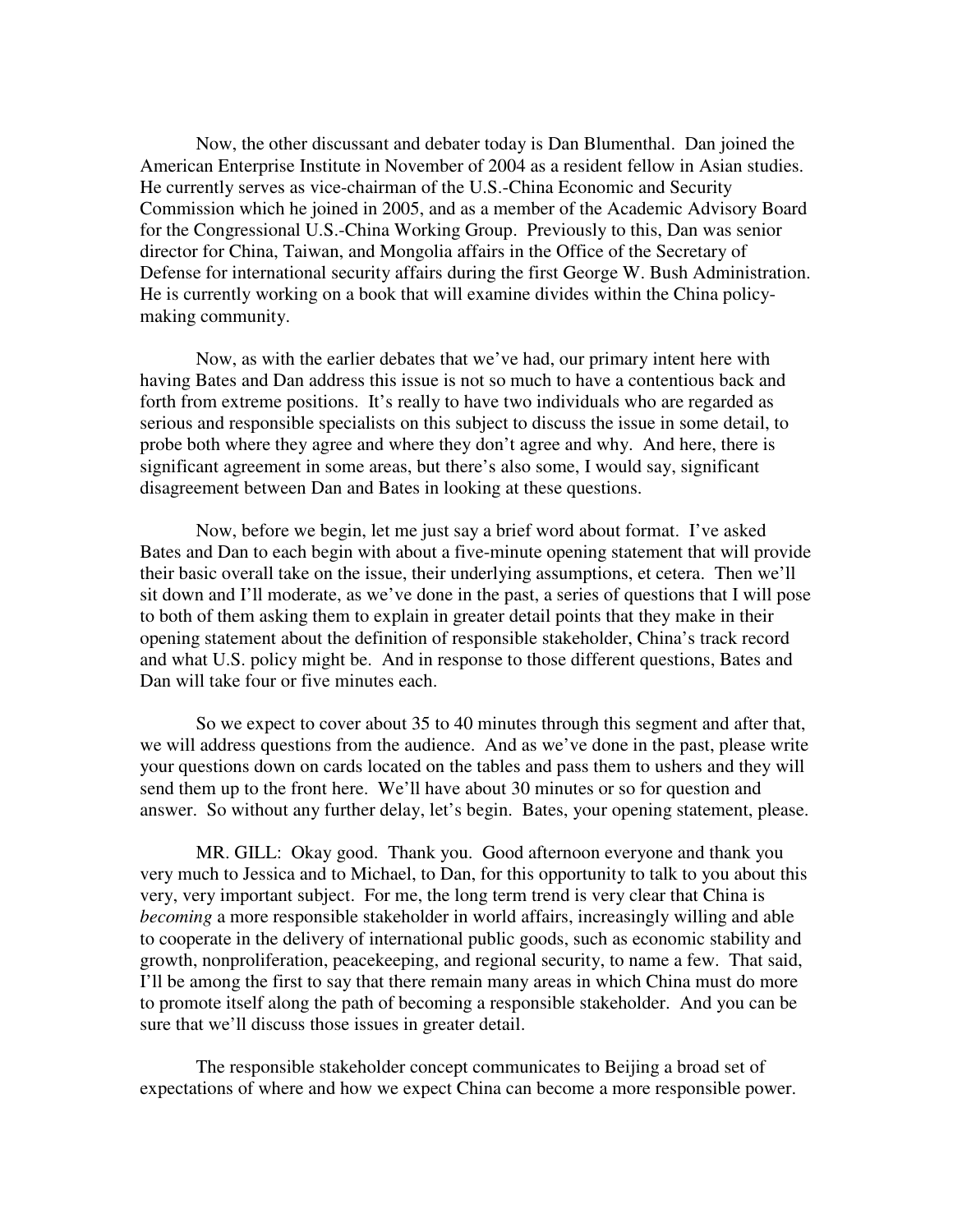Now, the other discussant and debater today is Dan Blumenthal. Dan joined the American Enterprise Institute in November of 2004 as a resident fellow in Asian studies. He currently serves as vice-chairman of the U.S.-China Economic and Security Commission which he joined in 2005, and as a member of the Academic Advisory Board for the Congressional U.S.-China Working Group. Previously to this, Dan was senior director for China, Taiwan, and Mongolia affairs in the Office of the Secretary of Defense for international security affairs during the first George W. Bush Administration. He is currently working on a book that will examine divides within the China policy-making community.

Now, as with the earlier debates that we've had, our primary intent here with having Bates and Dan address this issue is not so much to have a contentious back and forth from extreme positions. It's really to have two individuals who are regarded as serious and responsible specialists on this subject to discuss the issue in some detail, to probe both where they agree and where they don't agree and why. And here, there is significant agreement in some areas, but there's also some, I would say, significant disagreement between Dan and Bates in looking at these questions.

Now, before we begin, let me just say a brief word about format. I've asked Bates and Dan to each begin with about a five-minute opening statement that will provide their basic overall take on the issue, their underlying assumptions, et cetera. Then we'll sit down and I'll moderate, as we've done in the past, a series of questions that I will pose to both of them asking them to explain in greater detail points that they make in their opening statement about the definition of responsible stakeholder, China's track record and what U.S. policy might be. And in response to those different questions, Bates and Dan will take four or five minutes each.

So we expect to cover about 35 to 40 minutes through this segment and after that, we will address questions from the audience. And as we've done in the past, please write your questions down on cards located on the tables and pass them to ushers and they will send them up to the front here. We'll have about 30 minutes or so for question and answer. So without any further delay, let's begin. Bates, your opening statement, please.

MR. GILL: Okay good. Thank you. Good afternoon everyone and thank you very much to Jessica and to Michael, to Dan, for this opportunity to talk to you about this very, very important subject. For me, the long term trend is very clear that China is *becoming* a more responsible stakeholder in world affairs, increasingly willing and able to cooperate in the delivery of international public goods, such as economic stability and growth, nonproliferation, peacekeeping, and regional security, to name a few. That said, I'll be among the first to say that there remain many areas in which China must do more to promote itself along the path of becoming a responsible stakeholder. And you can be sure that we'll discuss those issues in greater detail.

The responsible stakeholder concept communicates to Beijing a broad set of expectations of where and how we expect China can become a more responsible power.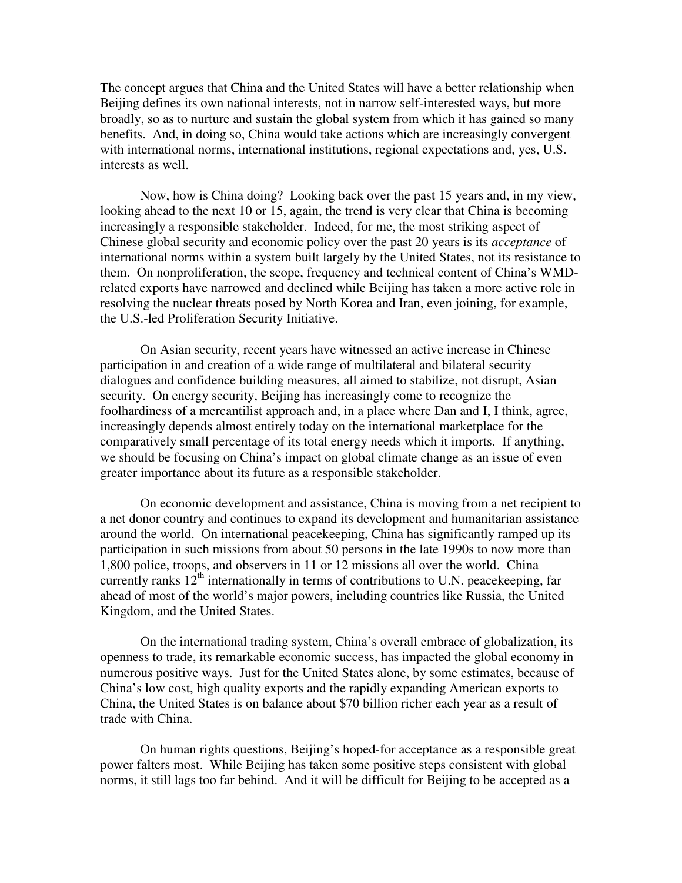The concept argues that China and the United States will have a better relationship when Beijing defines its own national interests, not in narrow self-interested ways, but more broadly, so as to nurture and sustain the global system from which it has gained so many benefits. And, in doing so, China would take actions which are increasingly convergent with international norms, international institutions, regional expectations and, yes, U.S. interests as well.

Now, how is China doing? Looking back over the past 15 years and, in my view, looking ahead to the next 10 or 15, again, the trend is very clear that China is becoming increasingly a responsible stakeholder. Indeed, for me, the most striking aspect of Chinese global security and economic policy over the past 20 years is its *acceptance* of international norms within a system built largely by the United States, not its resistance to them. On nonproliferation, the scope, frequency and technical content of China's WMD-related exports have narrowed and declined while Beijing has taken a more active role in resolving the nuclear threats posed by North Korea and Iran, even joining, for example, the U.S.-led Proliferation Security Initiative.

On Asian security, recent years have witnessed an active increase in Chinese participation in and creation of a wide range of multilateral and bilateral security dialogues and confidence building measures, all aimed to stabilize, not disrupt, Asian security. On energy security, Beijing has increasingly come to recognize the foolhardiness of a mercantilist approach and, in a place where Dan and I, I think, agree, increasingly depends almost entirely today on the international marketplace for the comparatively small percentage of its total energy needs which it imports. If anything, we should be focusing on China's impact on global climate change as an issue of even greater importance about its future as a responsible stakeholder.

On economic development and assistance, China is moving from a net recipient to a net donor country and continues to expand its development and humanitarian assistance around the world. On international peacekeeping, China has significantly ramped up its participation in such missions from about 50 persons in the late 1990s to now more than 1,800 police, troops, and observers in 11 or 12 missions all over the world. China currently ranks 12th internationally in terms of contributions to U.N. peacekeeping, far ahead of most of the world's major powers, including countries like Russia, the United Kingdom, and the United States.

On the international trading system, China's overall embrace of globalization, its openness to trade, its remarkable economic success, has impacted the global economy in numerous positive ways. Just for the United States alone, by some estimates, because of China's low cost, high quality exports and the rapidly expanding American exports to China, the United States is on balance about $70 billion richer each year as a result of trade with China.

On human rights questions, Beijing's hoped-for acceptance as a responsible great power falters most. While Beijing has taken some positive steps consistent with global norms, it still lags too far behind. And it will be difficult for Beijing to be accepted as a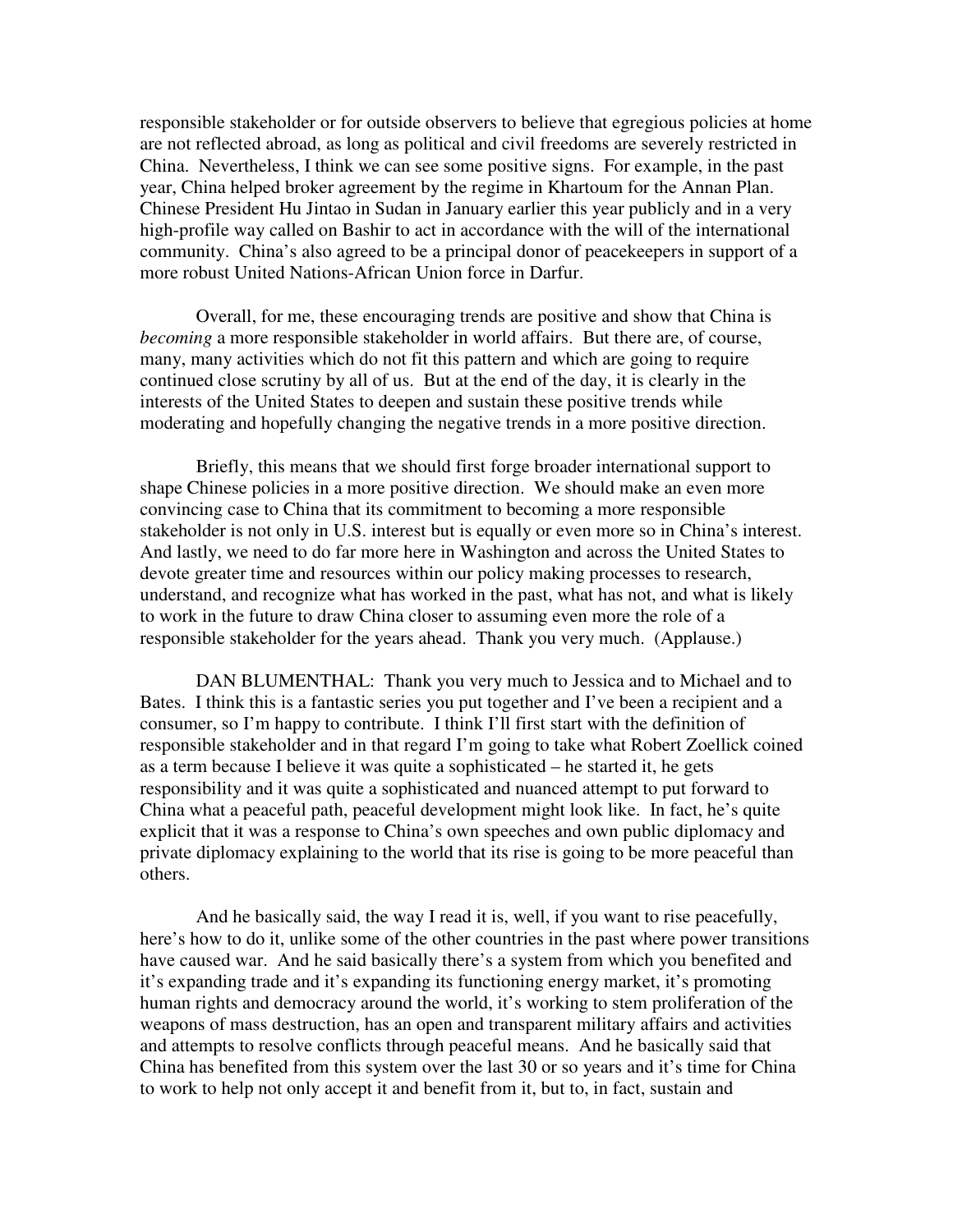responsible stakeholder or for outside observers to believe that egregious policies at home are not reflected abroad, as long as political and civil freedoms are severely restricted in China. Nevertheless, I think we can see some positive signs. For example, in the past year, China helped broker agreement by the regime in Khartoum for the Annan Plan. Chinese President Hu Jintao in Sudan in January earlier this year publicly and in a very high-profile way called on Bashir to act in accordance with the will of the international community. China's also agreed to be a principal donor of peacekeepers in support of a more robust United Nations-African Union force in Darfur.

Overall, for me, these encouraging trends are positive and show that China is *becoming* a more responsible stakeholder in world affairs. But there are, of course, many, many activities which do not fit this pattern and which are going to require continued close scrutiny by all of us. But at the end of the day, it is clearly in the interests of the United States to deepen and sustain these positive trends while moderating and hopefully changing the negative trends in a more positive direction.

Briefly, this means that we should first forge broader international support to shape Chinese policies in a more positive direction. We should make an even more convincing case to China that its commitment to becoming a more responsible stakeholder is not only in U.S. interest but is equally or even more so in China's interest. And lastly, we need to do far more here in Washington and across the United States to devote greater time and resources within our policy making processes to research, understand, and recognize what has worked in the past, what has not, and what is likely to work in the future to draw China closer to assuming even more the role of a responsible stakeholder for the years ahead. Thank you very much. (Applause.)

DAN BLUMENTHAL: Thank you very much to Jessica and to Michael and to Bates. I think this is a fantastic series you put together and I've been a recipient and a consumer, so I'm happy to contribute. I think I'll first start with the definition of responsible stakeholder and in that regard I'm going to take what Robert Zoellick coined as a term because I believe it was quite a sophisticated – he started it, he gets responsibility and it was quite a sophisticated and nuanced attempt to put forward to China what a peaceful path, peaceful development might look like. In fact, he's quite explicit that it was a response to China's own speeches and own public diplomacy and private diplomacy explaining to the world that its rise is going to be more peaceful than others.

And he basically said, the way I read it is, well, if you want to rise peacefully, here's how to do it, unlike some of the other countries in the past where power transitions have caused war. And he said basically there's a system from which you benefited and it's expanding trade and it's expanding its functioning energy market, it's promoting human rights and democracy around the world, it's working to stem proliferation of the weapons of mass destruction, has an open and transparent military affairs and activities and attempts to resolve conflicts through peaceful means. And he basically said that China has benefited from this system over the last 30 or so years and it's time for China to work to help not only accept it and benefit from it, but to, in fact, sustain and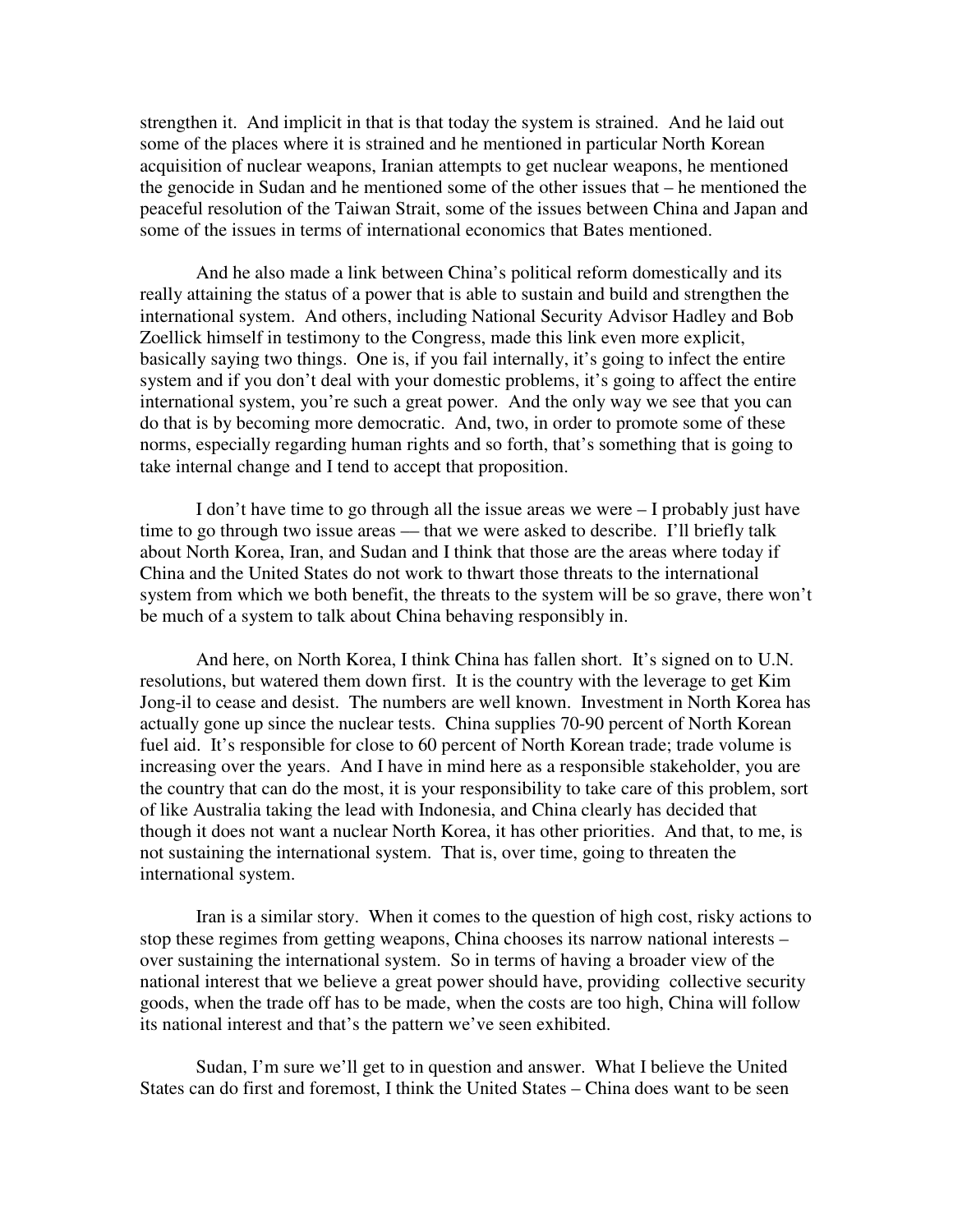strengthen it. And implicit in that is that today the system is strained. And he laid out some of the places where it is strained and he mentioned in particular North Korean acquisition of nuclear weapons, Iranian attempts to get nuclear weapons, he mentioned the genocide in Sudan and he mentioned some of the other issues that – he mentioned the peaceful resolution of the Taiwan Strait, some of the issues between China and Japan and some of the issues in terms of international economics that Bates mentioned.

And he also made a link between China's political reform domestically and its really attaining the status of a power that is able to sustain and build and strengthen the international system. And others, including National Security Advisor Hadley and Bob Zoellick himself in testimony to the Congress, made this link even more explicit, basically saying two things. One is, if you fail internally, it's going to infect the entire system and if you don't deal with your domestic problems, it's going to affect the entire international system, you're such a great power. And the only way we see that you can do that is by becoming more democratic. And, two, in order to promote some of these norms, especially regarding human rights and so forth, that's something that is going to take internal change and I tend to accept that proposition.

I don't have time to go through all the issue areas we were – I probably just have time to go through two issue areas — that we were asked to describe. I'll briefly talk about North Korea, Iran, and Sudan and I think that those are the areas where today if China and the United States do not work to thwart those threats to the international system from which we both benefit, the threats to the system will be so grave, there won't be much of a system to talk about China behaving responsibly in.

And here, on North Korea, I think China has fallen short. It's signed on to U.N. resolutions, but watered them down first. It is the country with the leverage to get Kim Jong-il to cease and desist. The numbers are well known. Investment in North Korea has actually gone up since the nuclear tests. China supplies 70-90 percent of North Korean fuel aid. It's responsible for close to 60 percent of North Korean trade; trade volume is increasing over the years. And I have in mind here as a responsible stakeholder, you are the country that can do the most, it is your responsibility to take care of this problem, sort of like Australia taking the lead with Indonesia, and China clearly has decided that though it does not want a nuclear North Korea, it has other priorities. And that, to me, is not sustaining the international system. That is, over time, going to threaten the international system.

Iran is a similar story. When it comes to the question of high cost, risky actions to stop these regimes from getting weapons, China chooses its narrow national interests – over sustaining the international system. So in terms of having a broader view of the national interest that we believe a great power should have, providing collective security goods, when the trade off has to be made, when the costs are too high, China will follow its national interest and that's the pattern we've seen exhibited.

Sudan, I'm sure we'll get to in question and answer. What I believe the United States can do first and foremost, I think the United States – China does want to be seen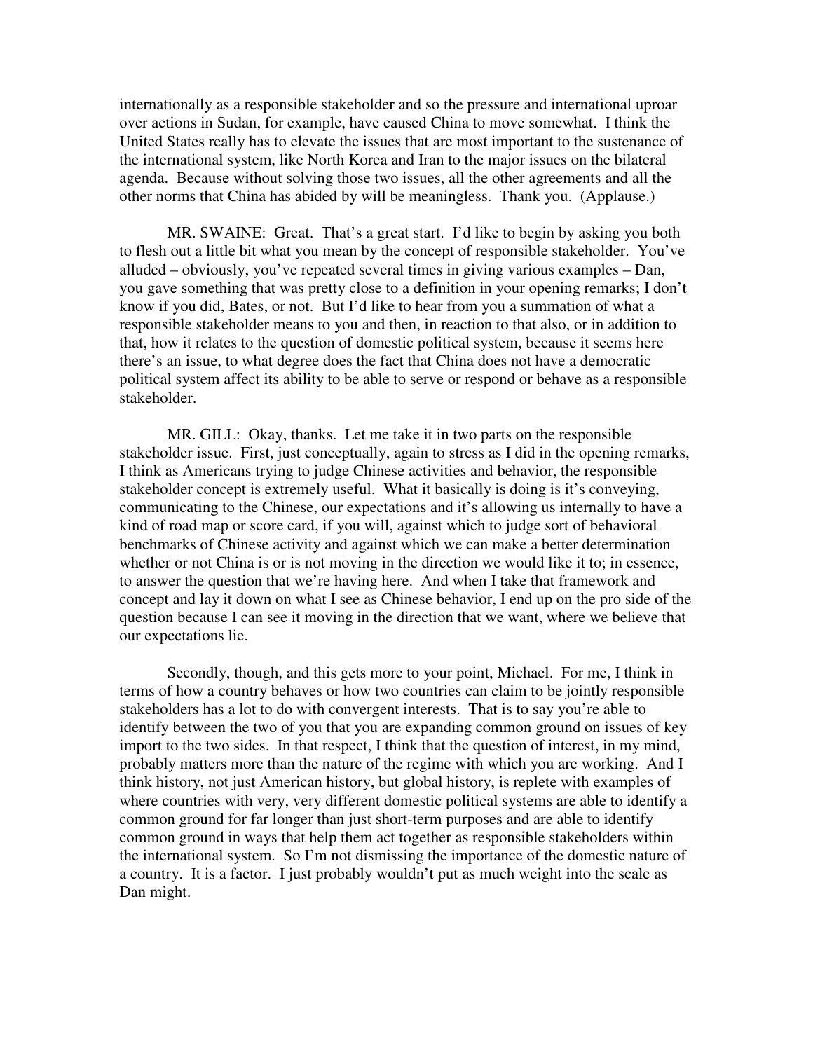internationally as a responsible stakeholder and so the pressure and international uproar over actions in Sudan, for example, have caused China to move somewhat. I think the United States really has to elevate the issues that are most important to the sustenance of the international system, like North Korea and Iran to the major issues on the bilateral agenda. Because without solving those two issues, all the other agreements and all the other norms that China has abided by will be meaningless. Thank you. (Applause.)

MR. SWAINE: Great. That's a great start. I'd like to begin by asking you both to flesh out a little bit what you mean by the concept of responsible stakeholder. You've alluded – obviously, you've repeated several times in giving various examples – Dan, you gave something that was pretty close to a definition in your opening remarks; I don't know if you did, Bates, or not. But I'd like to hear from you a summation of what a responsible stakeholder means to you and then, in reaction to that also, or in addition to that, how it relates to the question of domestic political system, because it seems here there's an issue, to what degree does the fact that China does not have a democratic political system affect its ability to be able to serve or respond or behave as a responsible stakeholder.

MR. GILL: Okay, thanks. Let me take it in two parts on the responsible stakeholder issue. First, just conceptually, again to stress as I did in the opening remarks, I think as Americans trying to judge Chinese activities and behavior, the responsible stakeholder concept is extremely useful. What it basically is doing is it's conveying, communicating to the Chinese, our expectations and it's allowing us internally to have a kind of road map or score card, if you will, against which to judge sort of behavioral benchmarks of Chinese activity and against which we can make a better determination whether or not China is or is not moving in the direction we would like it to; in essence, to answer the question that we're having here. And when I take that framework and concept and lay it down on what I see as Chinese behavior, I end up on the pro side of the question because I can see it moving in the direction that we want, where we believe that our expectations lie.

Secondly, though, and this gets more to your point, Michael. For me, I think in terms of how a country behaves or how two countries can claim to be jointly responsible stakeholders has a lot to do with convergent interests. That is to say you're able to identify between the two of you that you are expanding common ground on issues of key import to the two sides. In that respect, I think that the question of interest, in my mind, probably matters more than the nature of the regime with which you are working. And I think history, not just American history, but global history, is replete with examples of where countries with very, very different domestic political systems are able to identify a common ground for far longer than just short-term purposes and are able to identify common ground in ways that help them act together as responsible stakeholders within the international system. So I'm not dismissing the importance of the domestic nature of a country. It is a factor. I just probably wouldn't put as much weight into the scale as Dan might.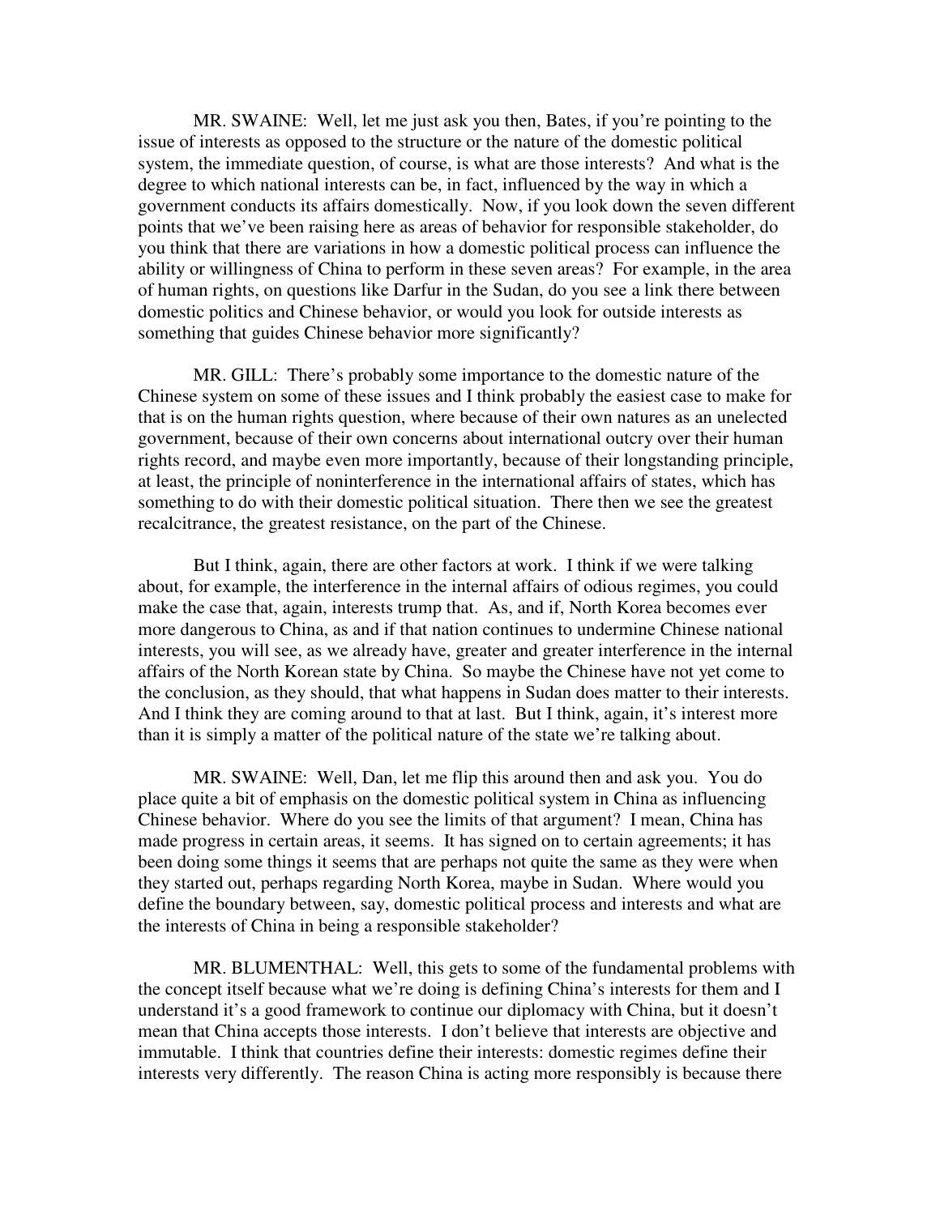MR. SWAINE: Well, let me just ask you then, Bates, if you're pointing to the issue of interests as opposed to the structure or the nature of the domestic political system, the immediate question, of course, is what are those interests? And what is the degree to which national interests can be, in fact, influenced by the way in which a government conducts its affairs domestically. Now, if you look down the seven different points that we've been raising here as areas of behavior for responsible stakeholder, do you think that there are variations in how a domestic political process can influence the ability or willingness of China to perform in these seven areas? For example, in the area of human rights, on questions like Darfur in the Sudan, do you see a link there between domestic politics and Chinese behavior, or would you look for outside interests as something that guides Chinese behavior more significantly?

MR. GILL: There's probably some importance to the domestic nature of the Chinese system on some of these issues and I think probably the easiest case to make for that is on the human rights question, where because of their own natures as an unelected government, because of their own concerns about international outcry over their human rights record, and maybe even more importantly, because of their longstanding principle, at least, the principle of noninterference in the international affairs of states, which has something to do with their domestic political situation. There then we see the greatest recalcitrance, the greatest resistance, on the part of the Chinese.

But I think, again, there are other factors at work. I think if we were talking about, for example, the interference in the internal affairs of odious regimes, you could make the case that, again, interests trump that. As, and if, North Korea becomes ever more dangerous to China, as and if that nation continues to undermine Chinese national interests, you will see, as we already have, greater and greater interference in the internal affairs of the North Korean state by China. So maybe the Chinese have not yet come to the conclusion, as they should, that what happens in Sudan does matter to their interests. And I think they are coming around to that at last. But I think, again, it's interest more than it is simply a matter of the political nature of the state we're talking about.

MR. SWAINE: Well, Dan, let me flip this around then and ask you. You do place quite a bit of emphasis on the domestic political system in China as influencing Chinese behavior. Where do you see the limits of that argument? I mean, China has made progress in certain areas, it seems. It has signed on to certain agreements; it has been doing some things it seems that are perhaps not quite the same as they were when they started out, perhaps regarding North Korea, maybe in Sudan. Where would you define the boundary between, say, domestic political process and interests and what are the interests of China in being a responsible stakeholder?

MR. BLUMENTHAL: Well, this gets to some of the fundamental problems with the concept itself because what we're doing is defining China's interests for them and I understand it's a good framework to continue our diplomacy with China, but it doesn't mean that China accepts those interests. I don't believe that interests are objective and immutable. I think that countries define their interests: domestic regimes define their interests very differently. The reason China is acting more responsibly is because there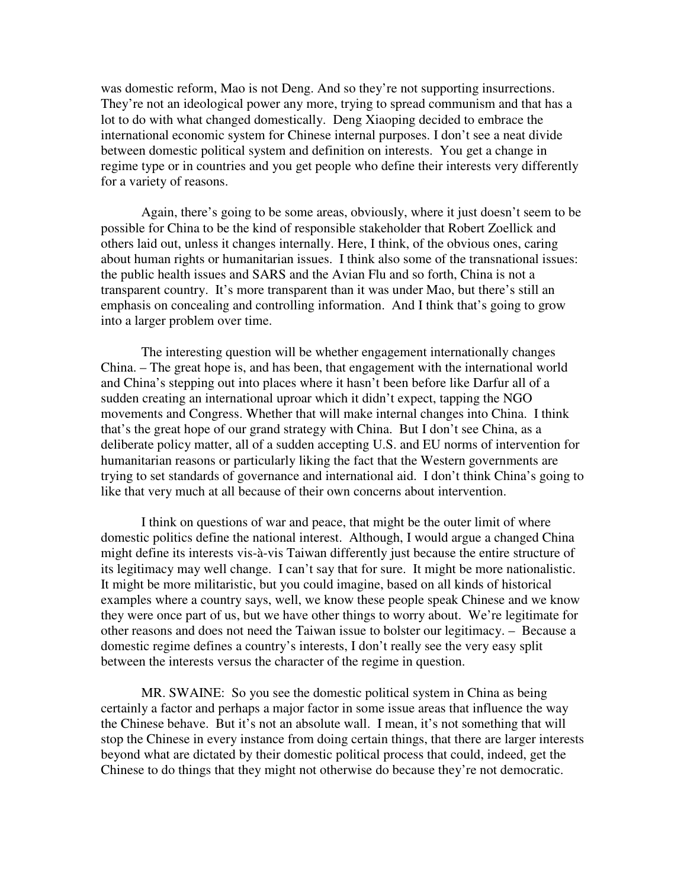was domestic reform, Mao is not Deng. And so they're not supporting insurrections. They're not an ideological power any more, trying to spread communism and that has a lot to do with what changed domestically. Deng Xiaoping decided to embrace the international economic system for Chinese internal purposes. I don't see a neat divide between domestic political system and definition on interests. You get a change in regime type or in countries and you get people who define their interests very differently for a variety of reasons.

Again, there's going to be some areas, obviously, where it just doesn't seem to be possible for China to be the kind of responsible stakeholder that Robert Zoellick and others laid out, unless it changes internally. Here, I think, of the obvious ones, caring about human rights or humanitarian issues. I think also some of the transnational issues: the public health issues and SARS and the Avian Flu and so forth, China is not a transparent country. It's more transparent than it was under Mao, but there's still an emphasis on concealing and controlling information. And I think that's going to grow into a larger problem over time.

The interesting question will be whether engagement internationally changes China. – The great hope is, and has been, that engagement with the international world and China's stepping out into places where it hasn't been before like Darfur all of a sudden creating an international uproar which it didn't expect, tapping the NGO movements and Congress. Whether that will make internal changes into China. I think that's the great hope of our grand strategy with China. But I don't see China, as a deliberate policy matter, all of a sudden accepting U.S. and EU norms of intervention for humanitarian reasons or particularly liking the fact that the Western governments are trying to set standards of governance and international aid. I don't think China's going to like that very much at all because of their own concerns about intervention.

I think on questions of war and peace, that might be the outer limit of where domestic politics define the national interest. Although, I would argue a changed China might define its interests vis-à-vis Taiwan differently just because the entire structure of its legitimacy may well change. I can't say that for sure. It might be more nationalistic. It might be more militaristic, but you could imagine, based on all kinds of historical examples where a country says, well, we know these people speak Chinese and we know they were once part of us, but we have other things to worry about. We're legitimate for other reasons and does not need the Taiwan issue to bolster our legitimacy. – Because a domestic regime defines a country's interests, I don't really see the very easy split between the interests versus the character of the regime in question.

MR. SWAINE: So you see the domestic political system in China as being certainly a factor and perhaps a major factor in some issue areas that influence the way the Chinese behave. But it's not an absolute wall. I mean, it's not something that will stop the Chinese in every instance from doing certain things, that there are larger interests beyond what are dictated by their domestic political process that could, indeed, get the Chinese to do things that they might not otherwise do because they're not democratic.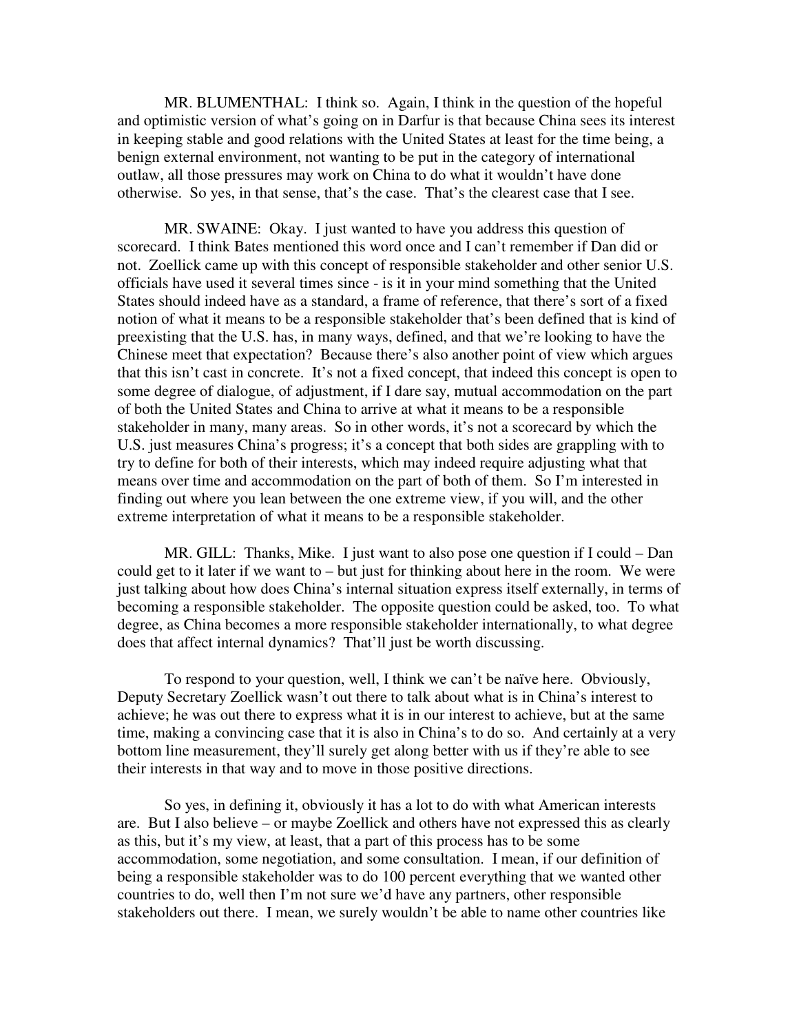MR. BLUMENTHAL: I think so. Again, I think in the question of the hopeful and optimistic version of what's going on in Darfur is that because China sees its interest in keeping stable and good relations with the United States at least for the time being, a benign external environment, not wanting to be put in the category of international outlaw, all those pressures may work on China to do what it wouldn't have done otherwise. So yes, in that sense, that's the case. That's the clearest case that I see.

MR. SWAINE: Okay. I just wanted to have you address this question of scorecard. I think Bates mentioned this word once and I can't remember if Dan did or not. Zoellick came up with this concept of responsible stakeholder and other senior U.S. officials have used it several times since - is it in your mind something that the United States should indeed have as a standard, a frame of reference, that there's sort of a fixed notion of what it means to be a responsible stakeholder that's been defined that is kind of preexisting that the U.S. has, in many ways, defined, and that we're looking to have the Chinese meet that expectation? Because there's also another point of view which argues that this isn't cast in concrete. It's not a fixed concept, that indeed this concept is open to some degree of dialogue, of adjustment, if I dare say, mutual accommodation on the part of both the United States and China to arrive at what it means to be a responsible stakeholder in many, many areas. So in other words, it's not a scorecard by which the U.S. just measures China's progress; it's a concept that both sides are grappling with to try to define for both of their interests, which may indeed require adjusting what that means over time and accommodation on the part of both of them. So I'm interested in finding out where you lean between the one extreme view, if you will, and the other extreme interpretation of what it means to be a responsible stakeholder.

MR. GILL: Thanks, Mike. I just want to also pose one question if I could – Dan could get to it later if we want to – but just for thinking about here in the room. We were just talking about how does China's internal situation express itself externally, in terms of becoming a responsible stakeholder. The opposite question could be asked, too. To what degree, as China becomes a more responsible stakeholder internationally, to what degree does that affect internal dynamics? That'll just be worth discussing.

To respond to your question, well, I think we can't be naïve here. Obviously, Deputy Secretary Zoellick wasn't out there to talk about what is in China's interest to achieve; he was out there to express what it is in our interest to achieve, but at the same time, making a convincing case that it is also in China's to do so. And certainly at a very bottom line measurement, they'll surely get along better with us if they're able to see their interests in that way and to move in those positive directions.

So yes, in defining it, obviously it has a lot to do with what American interests are. But I also believe – or maybe Zoellick and others have not expressed this as clearly as this, but it's my view, at least, that a part of this process has to be some accommodation, some negotiation, and some consultation. I mean, if our definition of being a responsible stakeholder was to do 100 percent everything that we wanted other countries to do, well then I'm not sure we'd have any partners, other responsible stakeholders out there. I mean, we surely wouldn't be able to name other countries like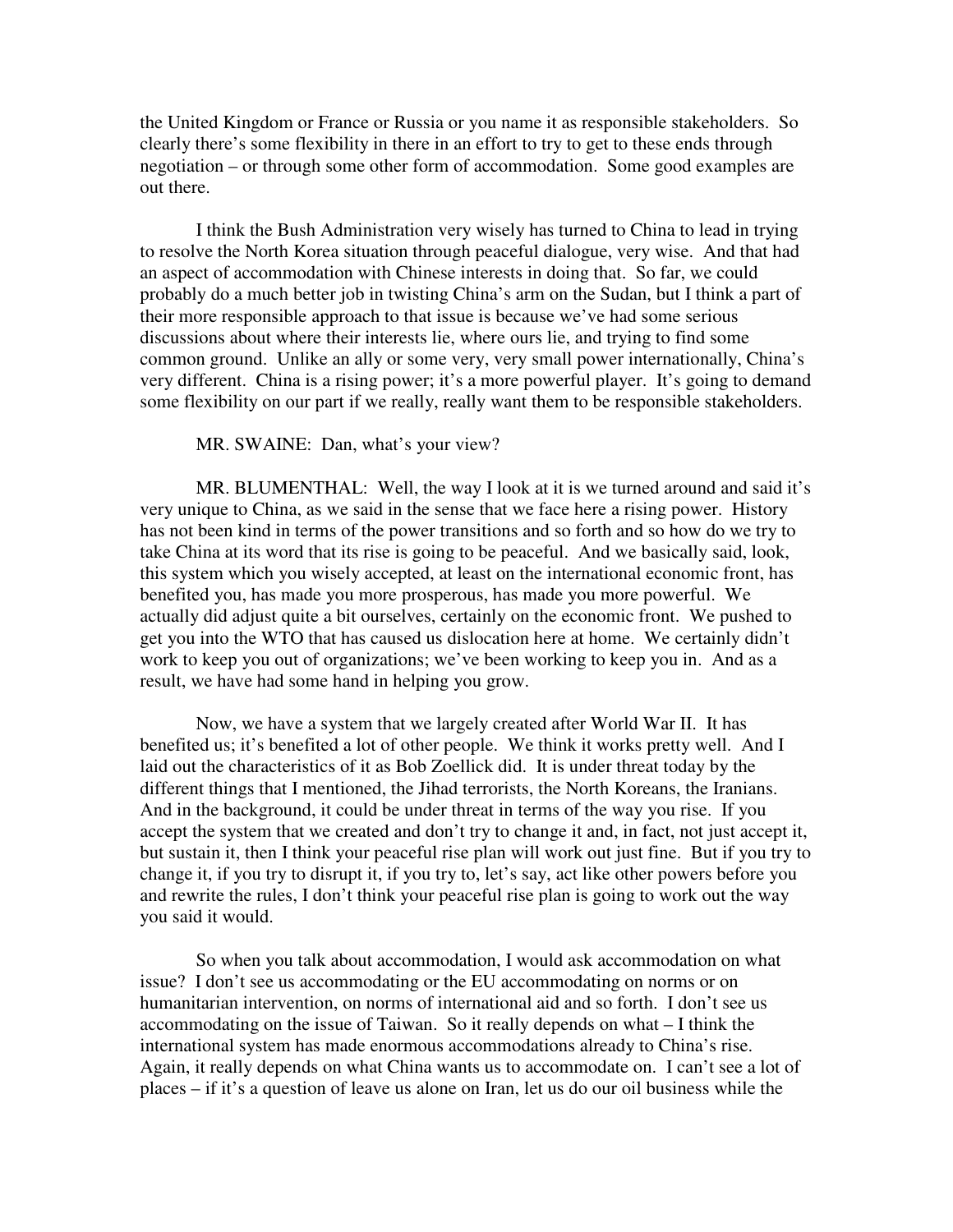the United Kingdom or France or Russia or you name it as responsible stakeholders. So clearly there's some flexibility in there in an effort to try to get to these ends through negotiation – or through some other form of accommodation. Some good examples are out there.

I think the Bush Administration very wisely has turned to China to lead in trying to resolve the North Korea situation through peaceful dialogue, very wise. And that had an aspect of accommodation with Chinese interests in doing that. So far, we could probably do a much better job in twisting China's arm on the Sudan, but I think a part of their more responsible approach to that issue is because we've had some serious discussions about where their interests lie, where ours lie, and trying to find some common ground. Unlike an ally or some very, very small power internationally, China's very different. China is a rising power; it's a more powerful player. It's going to demand some flexibility on our part if we really, really want them to be responsible stakeholders.

MR. SWAINE: Dan, what's your view?

MR. BLUMENTHAL: Well, the way I look at it is we turned around and said it's very unique to China, as we said in the sense that we face here a rising power. History has not been kind in terms of the power transitions and so forth and so how do we try to take China at its word that its rise is going to be peaceful. And we basically said, look, this system which you wisely accepted, at least on the international economic front, has benefited you, has made you more prosperous, has made you more powerful. We actually did adjust quite a bit ourselves, certainly on the economic front. We pushed to get you into the WTO that has caused us dislocation here at home. We certainly didn't work to keep you out of organizations; we've been working to keep you in. And as a result, we have had some hand in helping you grow.

Now, we have a system that we largely created after World War II. It has benefited us; it's benefited a lot of other people. We think it works pretty well. And I laid out the characteristics of it as Bob Zoellick did. It is under threat today by the different things that I mentioned, the Jihad terrorists, the North Koreans, the Iranians. And in the background, it could be under threat in terms of the way you rise. If you accept the system that we created and don't try to change it and, in fact, not just accept it, but sustain it, then I think your peaceful rise plan will work out just fine. But if you try to change it, if you try to disrupt it, if you try to, let's say, act like other powers before you and rewrite the rules, I don't think your peaceful rise plan is going to work out the way you said it would.

So when you talk about accommodation, I would ask accommodation on what issue? I don't see us accommodating or the EU accommodating on norms or on humanitarian intervention, on norms of international aid and so forth. I don't see us accommodating on the issue of Taiwan. So it really depends on what – I think the international system has made enormous accommodations already to China's rise. Again, it really depends on what China wants us to accommodate on. I can't see a lot of places – if it's a question of leave us alone on Iran, let us do our oil business while the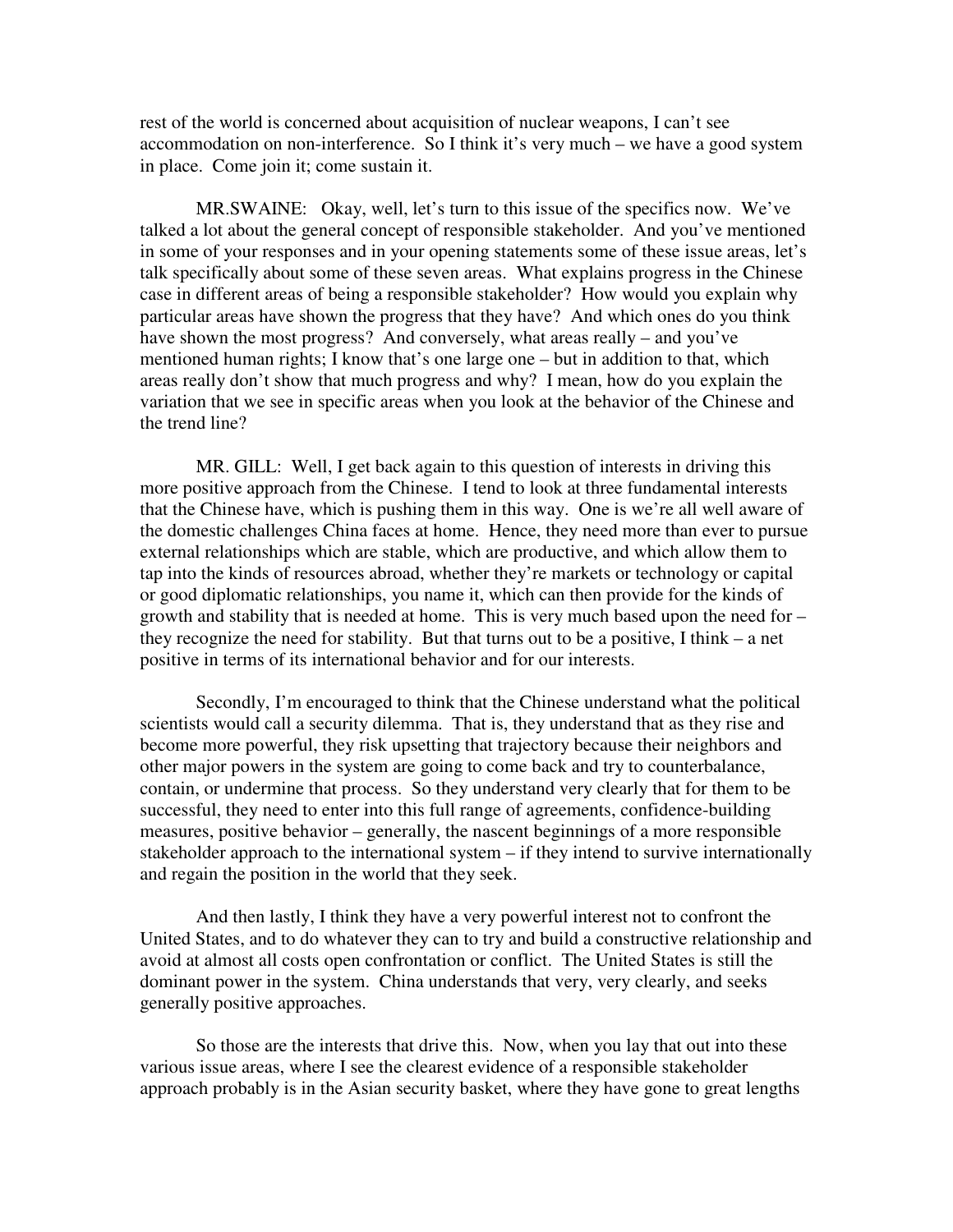rest of the world is concerned about acquisition of nuclear weapons, I can't see accommodation on non-interference. So I think it's very much – we have a good system in place. Come join it; come sustain it.

MR.SWAINE: Okay, well, let's turn to this issue of the specifics now. We've talked a lot about the general concept of responsible stakeholder. And you've mentioned in some of your responses and in your opening statements some of these issue areas, let's talk specifically about some of these seven areas. What explains progress in the Chinese case in different areas of being a responsible stakeholder? How would you explain why particular areas have shown the progress that they have? And which ones do you think have shown the most progress? And conversely, what areas really – and you've mentioned human rights; I know that's one large one – but in addition to that, which areas really don't show that much progress and why? I mean, how do you explain the variation that we see in specific areas when you look at the behavior of the Chinese and the trend line?

MR. GILL: Well, I get back again to this question of interests in driving this more positive approach from the Chinese. I tend to look at three fundamental interests that the Chinese have, which is pushing them in this way. One is we're all well aware of the domestic challenges China faces at home. Hence, they need more than ever to pursue external relationships which are stable, which are productive, and which allow them to tap into the kinds of resources abroad, whether they're markets or technology or capital or good diplomatic relationships, you name it, which can then provide for the kinds of growth and stability that is needed at home. This is very much based upon the need for – they recognize the need for stability. But that turns out to be a positive, I think – a net positive in terms of its international behavior and for our interests.

Secondly, I'm encouraged to think that the Chinese understand what the political scientists would call a security dilemma. That is, they understand that as they rise and become more powerful, they risk upsetting that trajectory because their neighbors and other major powers in the system are going to come back and try to counterbalance, contain, or undermine that process. So they understand very clearly that for them to be successful, they need to enter into this full range of agreements, confidence-building measures, positive behavior – generally, the nascent beginnings of a more responsible stakeholder approach to the international system – if they intend to survive internationally and regain the position in the world that they seek.

And then lastly, I think they have a very powerful interest not to confront the United States, and to do whatever they can to try and build a constructive relationship and avoid at almost all costs open confrontation or conflict. The United States is still the dominant power in the system. China understands that very, very clearly, and seeks generally positive approaches.

So those are the interests that drive this. Now, when you lay that out into these various issue areas, where I see the clearest evidence of a responsible stakeholder approach probably is in the Asian security basket, where they have gone to great lengths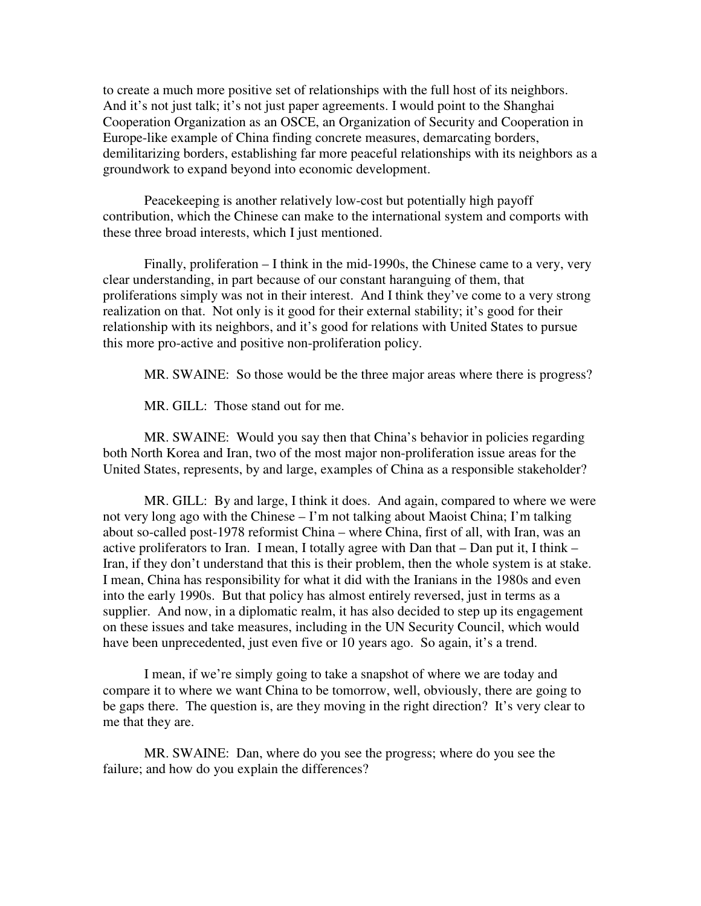to create a much more positive set of relationships with the full host of its neighbors. And it's not just talk; it's not just paper agreements. I would point to the Shanghai Cooperation Organization as an OSCE, an Organization of Security and Cooperation in Europe-like example of China finding concrete measures, demarcating borders, demilitarizing borders, establishing far more peaceful relationships with its neighbors as a groundwork to expand beyond into economic development.

Peacekeeping is another relatively low-cost but potentially high payoff contribution, which the Chinese can make to the international system and comports with these three broad interests, which I just mentioned.

Finally, proliferation – I think in the mid-1990s, the Chinese came to a very, very clear understanding, in part because of our constant haranguing of them, that proliferations simply was not in their interest. And I think they've come to a very strong realization on that. Not only is it good for their external stability; it's good for their relationship with its neighbors, and it's good for relations with United States to pursue this more pro-active and positive non-proliferation policy.

MR. SWAINE: So those would be the three major areas where there is progress?

MR. GILL: Those stand out for me.

MR. SWAINE: Would you say then that China's behavior in policies regarding both North Korea and Iran, two of the most major non-proliferation issue areas for the United States, represents, by and large, examples of China as a responsible stakeholder?

MR. GILL: By and large, I think it does. And again, compared to where we were not very long ago with the Chinese – I'm not talking about Maoist China; I'm talking about so-called post-1978 reformist China – where China, first of all, with Iran, was an active proliferators to Iran. I mean, I totally agree with Dan that – Dan put it, I think – Iran, if they don't understand that this is their problem, then the whole system is at stake. I mean, China has responsibility for what it did with the Iranians in the 1980s and even into the early 1990s. But that policy has almost entirely reversed, just in terms as a supplier. And now, in a diplomatic realm, it has also decided to step up its engagement on these issues and take measures, including in the UN Security Council, which would have been unprecedented, just even five or 10 years ago. So again, it's a trend.

I mean, if we're simply going to take a snapshot of where we are today and compare it to where we want China to be tomorrow, well, obviously, there are going to be gaps there. The question is, are they moving in the right direction? It's very clear to me that they are.

MR. SWAINE: Dan, where do you see the progress; where do you see the failure; and how do you explain the differences?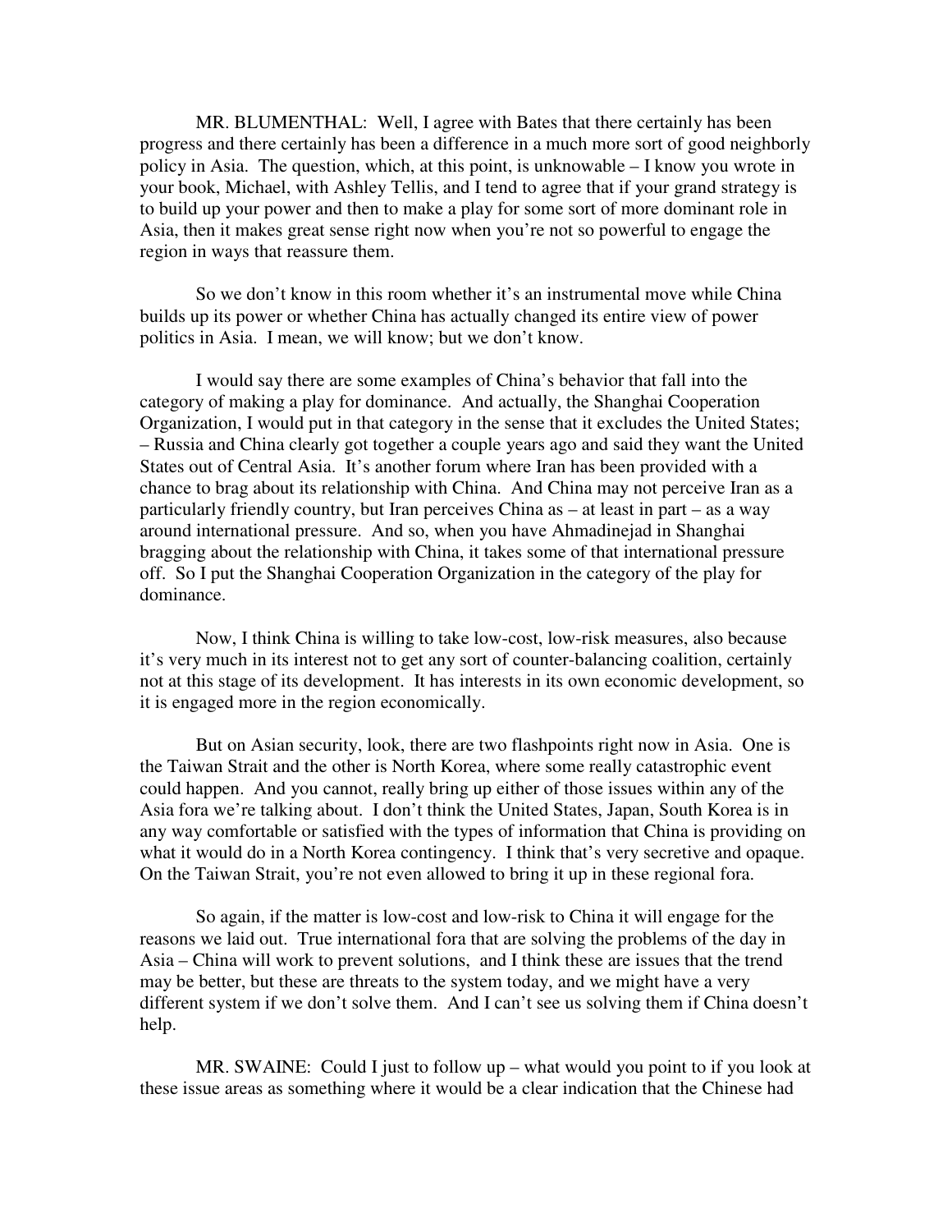MR. BLUMENTHAL: Well, I agree with Bates that there certainly has been progress and there certainly has been a difference in a much more sort of good neighborly policy in Asia. The question, which, at this point, is unknowable – I know you wrote in your book, Michael, with Ashley Tellis, and I tend to agree that if your grand strategy is to build up your power and then to make a play for some sort of more dominant role in Asia, then it makes great sense right now when you're not so powerful to engage the region in ways that reassure them.

So we don't know in this room whether it's an instrumental move while China builds up its power or whether China has actually changed its entire view of power politics in Asia. I mean, we will know; but we don't know.

I would say there are some examples of China's behavior that fall into the category of making a play for dominance. And actually, the Shanghai Cooperation Organization, I would put in that category in the sense that it excludes the United States; – Russia and China clearly got together a couple years ago and said they want the United States out of Central Asia. It's another forum where Iran has been provided with a chance to brag about its relationship with China. And China may not perceive Iran as a particularly friendly country, but Iran perceives China as – at least in part – as a way around international pressure. And so, when you have Ahmadinejad in Shanghai bragging about the relationship with China, it takes some of that international pressure off. So I put the Shanghai Cooperation Organization in the category of the play for dominance.

Now, I think China is willing to take low-cost, low-risk measures, also because it's very much in its interest not to get any sort of counter-balancing coalition, certainly not at this stage of its development. It has interests in its own economic development, so it is engaged more in the region economically.

But on Asian security, look, there are two flashpoints right now in Asia. One is the Taiwan Strait and the other is North Korea, where some really catastrophic event could happen. And you cannot, really bring up either of those issues within any of the Asia fora we're talking about. I don't think the United States, Japan, South Korea is in any way comfortable or satisfied with the types of information that China is providing on what it would do in a North Korea contingency. I think that's very secretive and opaque. On the Taiwan Strait, you're not even allowed to bring it up in these regional fora.

So again, if the matter is low-cost and low-risk to China it will engage for the reasons we laid out. True international fora that are solving the problems of the day in Asia – China will work to prevent solutions, and I think these are issues that the trend may be better, but these are threats to the system today, and we might have a very different system if we don't solve them. And I can't see us solving them if China doesn't help.

MR. SWAINE: Could I just to follow up – what would you point to if you look at these issue areas as something where it would be a clear indication that the Chinese had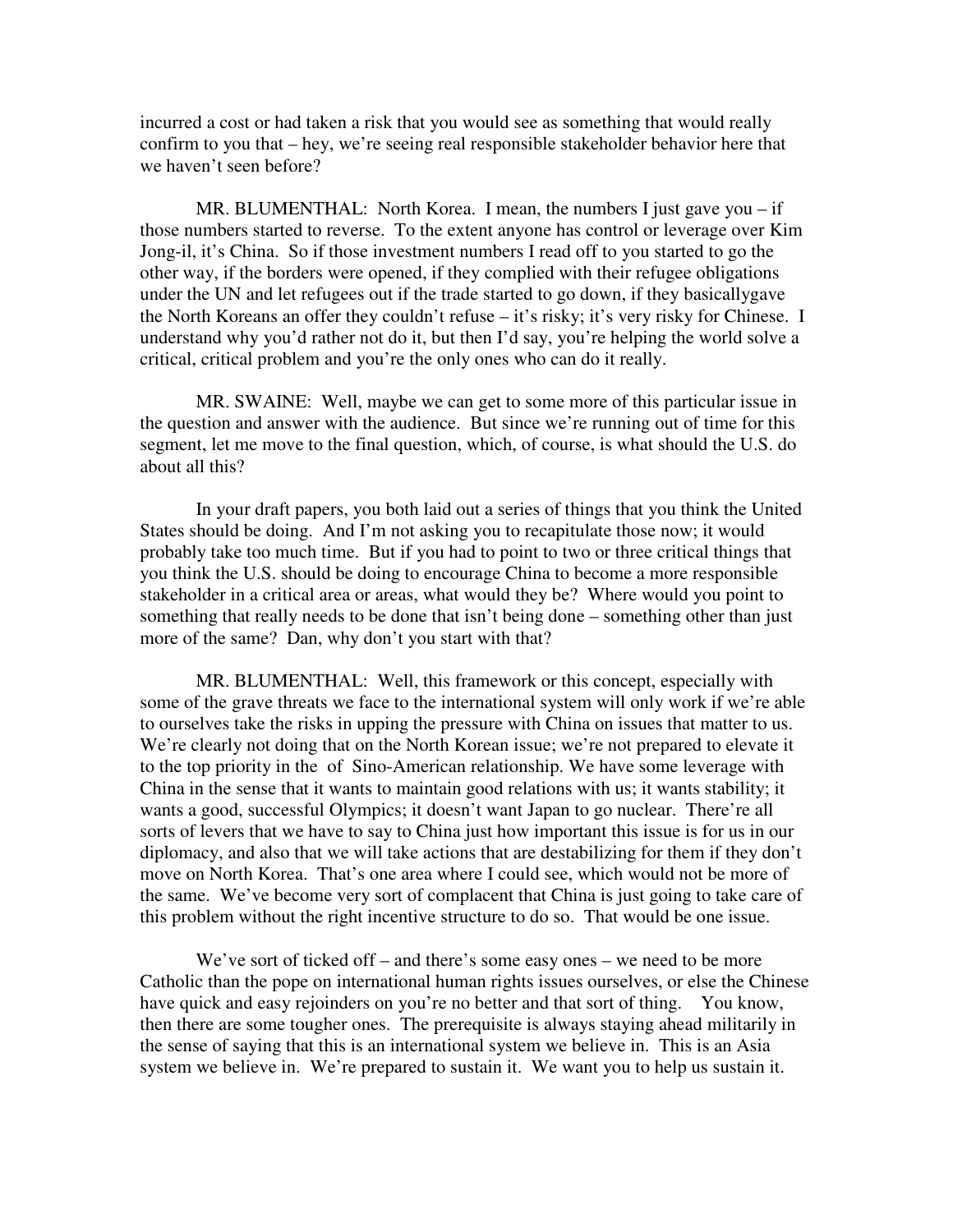incurred a cost or had taken a risk that you would see as something that would really confirm to you that – hey, we're seeing real responsible stakeholder behavior here that we haven't seen before?

MR. BLUMENTHAL: North Korea. I mean, the numbers I just gave you – if those numbers started to reverse. To the extent anyone has control or leverage over Kim Jong-il, it's China. So if those investment numbers I read off to you started to go the other way, if the borders were opened, if they complied with their refugee obligations under the UN and let refugees out if the trade started to go down, if they basicallygave the North Koreans an offer they couldn't refuse – it's risky; it's very risky for Chinese. I understand why you'd rather not do it, but then I'd say, you're helping the world solve a critical, critical problem and you're the only ones who can do it really.

MR. SWAINE: Well, maybe we can get to some more of this particular issue in the question and answer with the audience. But since we're running out of time for this segment, let me move to the final question, which, of course, is what should the U.S. do about all this?

In your draft papers, you both laid out a series of things that you think the United States should be doing. And I'm not asking you to recapitulate those now; it would probably take too much time. But if you had to point to two or three critical things that you think the U.S. should be doing to encourage China to become a more responsible stakeholder in a critical area or areas, what would they be? Where would you point to something that really needs to be done that isn't being done – something other than just more of the same? Dan, why don't you start with that?

MR. BLUMENTHAL: Well, this framework or this concept, especially with some of the grave threats we face to the international system will only work if we're able to ourselves take the risks in upping the pressure with China on issues that matter to us. We're clearly not doing that on the North Korean issue; we're not prepared to elevate it to the top priority in the of Sino-American relationship. We have some leverage with China in the sense that it wants to maintain good relations with us; it wants stability; it wants a good, successful Olympics; it doesn't want Japan to go nuclear. There're all sorts of levers that we have to say to China just how important this issue is for us in our diplomacy, and also that we will take actions that are destabilizing for them if they don't move on North Korea. That's one area where I could see, which would not be more of the same. We've become very sort of complacent that China is just going to take care of this problem without the right incentive structure to do so. That would be one issue.

We've sort of ticked off – and there's some easy ones – we need to be more Catholic than the pope on international human rights issues ourselves, or else the Chinese have quick and easy rejoinders on you're no better and that sort of thing. You know, then there are some tougher ones. The prerequisite is always staying ahead militarily in the sense of saying that this is an international system we believe in. This is an Asia system we believe in. We're prepared to sustain it. We want you to help us sustain it.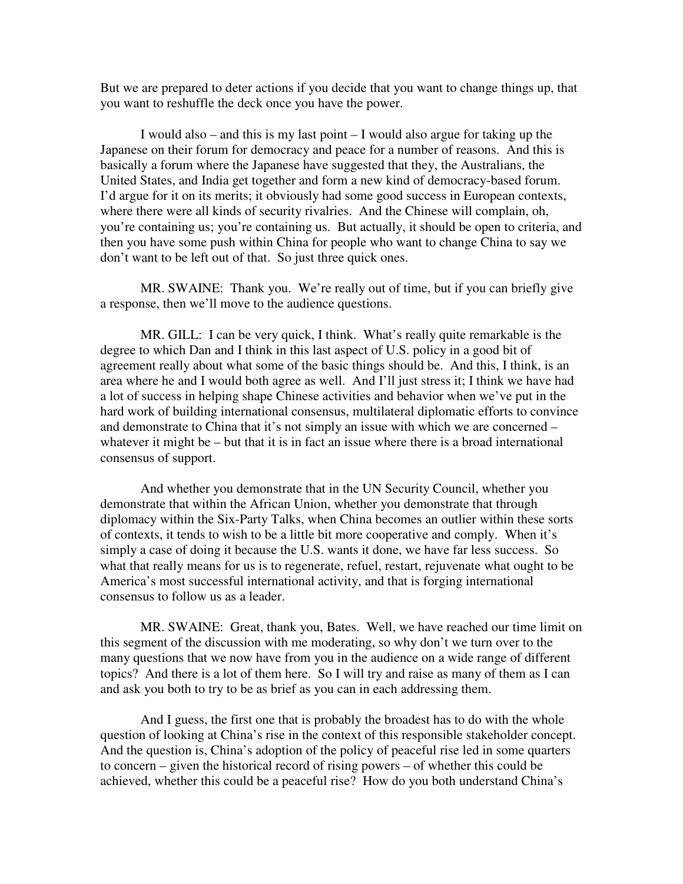But we are prepared to deter actions if you decide that you want to change things up, that you want to reshuffle the deck once you have the power.

I would also – and this is my last point – I would also argue for taking up the Japanese on their forum for democracy and peace for a number of reasons. And this is basically a forum where the Japanese have suggested that they, the Australians, the United States, and India get together and form a new kind of democracy-based forum. I'd argue for it on its merits; it obviously had some good success in European contexts, where there were all kinds of security rivalries. And the Chinese will complain, oh, you're containing us; you're containing us. But actually, it should be open to criteria, and then you have some push within China for people who want to change China to say we don't want to be left out of that. So just three quick ones.

MR. SWAINE: Thank you. We're really out of time, but if you can briefly give a response, then we'll move to the audience questions.

MR. GILL: I can be very quick, I think. What's really quite remarkable is the degree to which Dan and I think in this last aspect of U.S. policy in a good bit of agreement really about what some of the basic things should be. And this, I think, is an area where he and I would both agree as well. And I'll just stress it; I think we have had a lot of success in helping shape Chinese activities and behavior when we've put in the hard work of building international consensus, multilateral diplomatic efforts to convince and demonstrate to China that it's not simply an issue with which we are concerned – whatever it might be – but that it is in fact an issue where there is a broad international consensus of support.

And whether you demonstrate that in the UN Security Council, whether you demonstrate that within the African Union, whether you demonstrate that through diplomacy within the Six-Party Talks, when China becomes an outlier within these sorts of contexts, it tends to wish to be a little bit more cooperative and comply. When it's simply a case of doing it because the U.S. wants it done, we have far less success. So what that really means for us is to regenerate, refuel, restart, rejuvenate what ought to be America's most successful international activity, and that is forging international consensus to follow us as a leader.

MR. SWAINE: Great, thank you, Bates. Well, we have reached our time limit on this segment of the discussion with me moderating, so why don't we turn over to the many questions that we now have from you in the audience on a wide range of different topics? And there is a lot of them here. So I will try and raise as many of them as I can and ask you both to try to be as brief as you can in each addressing them.

And I guess, the first one that is probably the broadest has to do with the whole question of looking at China's rise in the context of this responsible stakeholder concept. And the question is, China's adoption of the policy of peaceful rise led in some quarters to concern – given the historical record of rising powers – of whether this could be achieved, whether this could be a peaceful rise? How do you both understand China's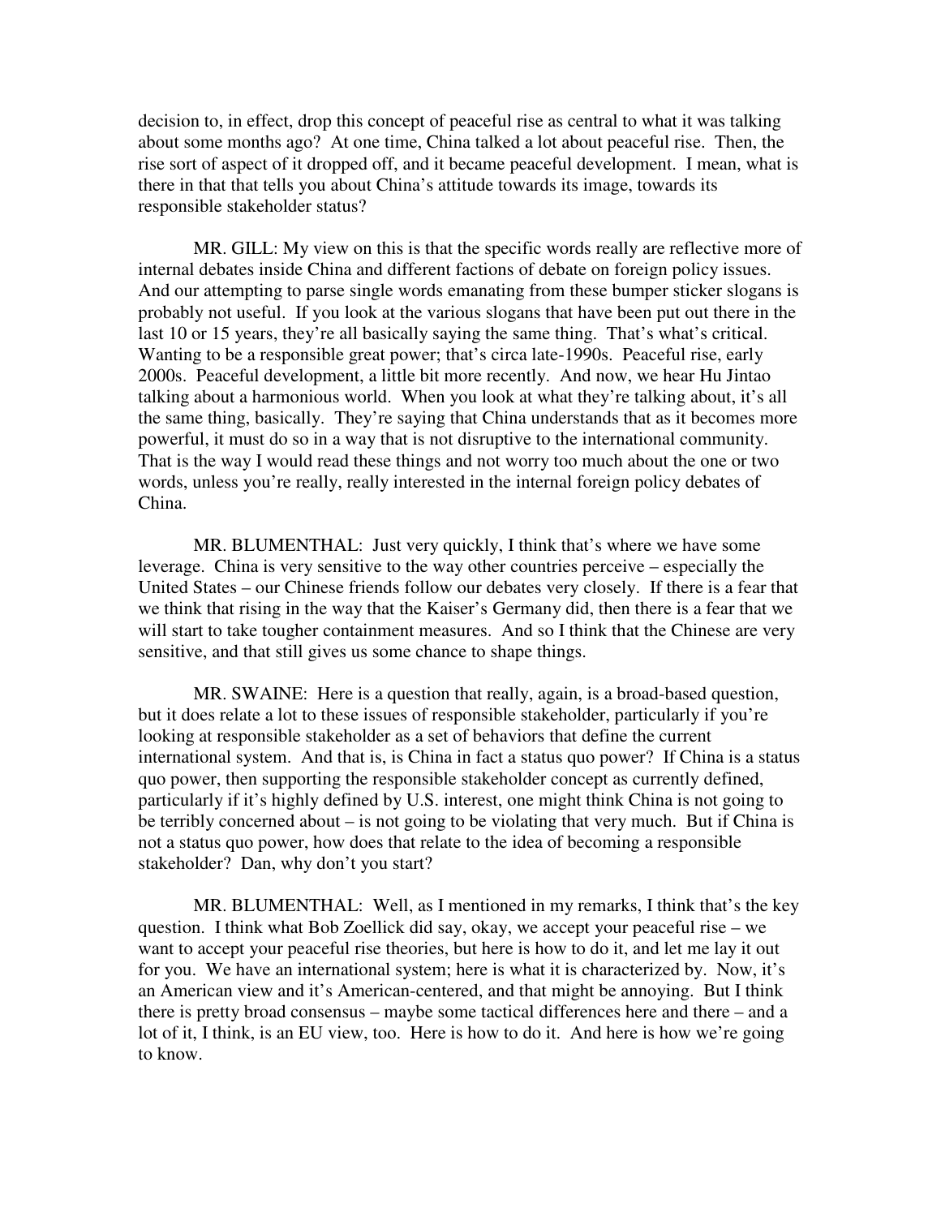decision to, in effect, drop this concept of peaceful rise as central to what it was talking about some months ago? At one time, China talked a lot about peaceful rise. Then, the rise sort of aspect of it dropped off, and it became peaceful development. I mean, what is there in that that tells you about China's attitude towards its image, towards its responsible stakeholder status?

MR. GILL: My view on this is that the specific words really are reflective more of internal debates inside China and different factions of debate on foreign policy issues. And our attempting to parse single words emanating from these bumper sticker slogans is probably not useful. If you look at the various slogans that have been put out there in the last 10 or 15 years, they're all basically saying the same thing. That's what's critical. Wanting to be a responsible great power; that's circa late-1990s. Peaceful rise, early 2000s. Peaceful development, a little bit more recently. And now, we hear Hu Jintao talking about a harmonious world. When you look at what they're talking about, it's all the same thing, basically. They're saying that China understands that as it becomes more powerful, it must do so in a way that is not disruptive to the international community. That is the way I would read these things and not worry too much about the one or two words, unless you're really, really interested in the internal foreign policy debates of China.

MR. BLUMENTHAL: Just very quickly, I think that's where we have some leverage. China is very sensitive to the way other countries perceive – especially the United States – our Chinese friends follow our debates very closely. If there is a fear that we think that rising in the way that the Kaiser's Germany did, then there is a fear that we will start to take tougher containment measures. And so I think that the Chinese are very sensitive, and that still gives us some chance to shape things.

MR. SWAINE: Here is a question that really, again, is a broad-based question, but it does relate a lot to these issues of responsible stakeholder, particularly if you're looking at responsible stakeholder as a set of behaviors that define the current international system. And that is, is China in fact a status quo power? If China is a status quo power, then supporting the responsible stakeholder concept as currently defined, particularly if it's highly defined by U.S. interest, one might think China is not going to be terribly concerned about – is not going to be violating that very much. But if China is not a status quo power, how does that relate to the idea of becoming a responsible stakeholder? Dan, why don't you start?

MR. BLUMENTHAL: Well, as I mentioned in my remarks, I think that's the key question. I think what Bob Zoellick did say, okay, we accept your peaceful rise – we want to accept your peaceful rise theories, but here is how to do it, and let me lay it out for you. We have an international system; here is what it is characterized by. Now, it's an American view and it's American-centered, and that might be annoying. But I think there is pretty broad consensus – maybe some tactical differences here and there – and a lot of it, I think, is an EU view, too. Here is how to do it. And here is how we're going to know.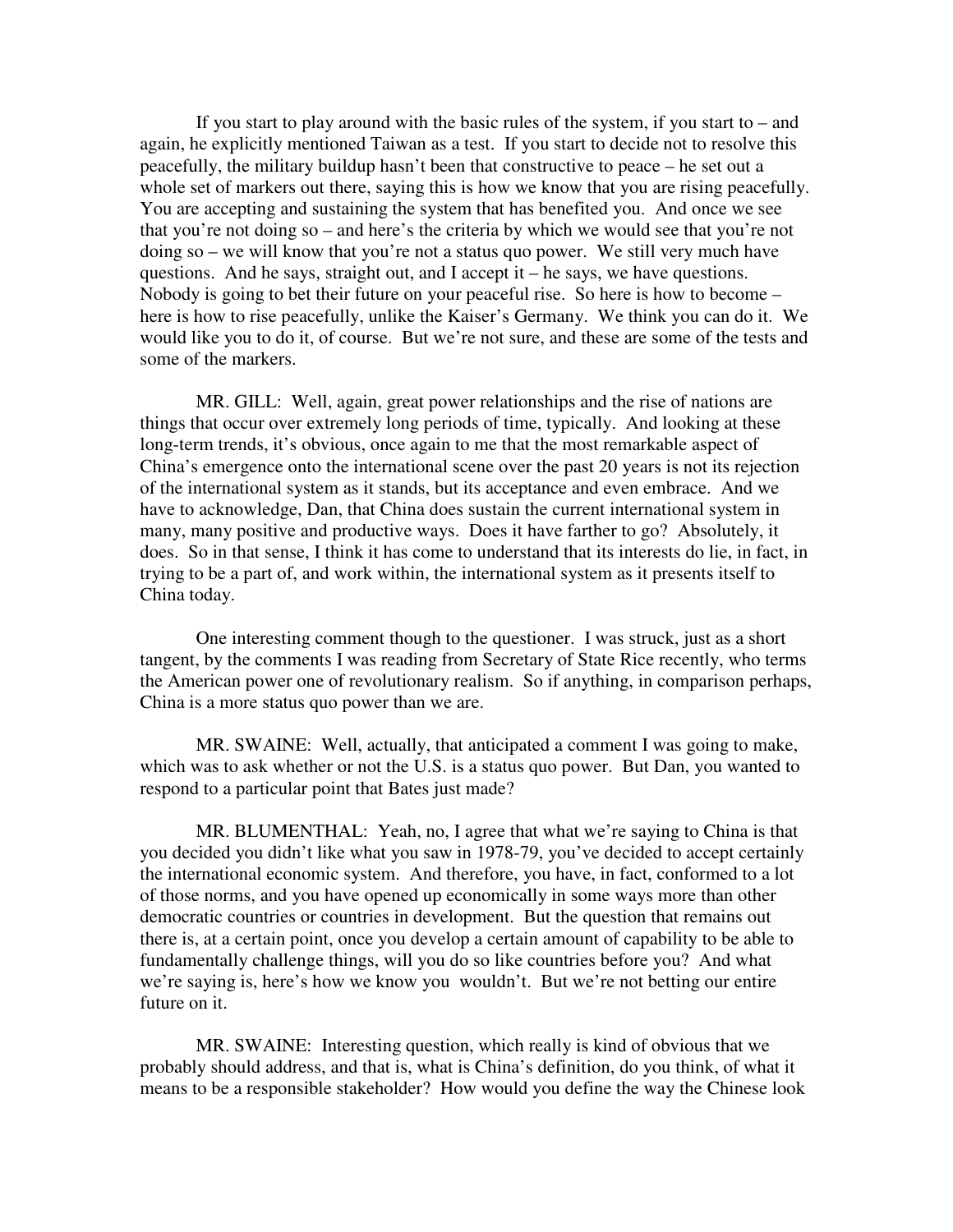If you start to play around with the basic rules of the system, if you start to – and again, he explicitly mentioned Taiwan as a test. If you start to decide not to resolve this peacefully, the military buildup hasn't been that constructive to peace – he set out a whole set of markers out there, saying this is how we know that you are rising peacefully. You are accepting and sustaining the system that has benefited you. And once we see that you're not doing so – and here's the criteria by which we would see that you're not doing so – we will know that you're not a status quo power. We still very much have questions. And he says, straight out, and I accept it – he says, we have questions. Nobody is going to bet their future on your peaceful rise. So here is how to become – here is how to rise peacefully, unlike the Kaiser's Germany. We think you can do it. We would like you to do it, of course. But we're not sure, and these are some of the tests and some of the markers.

MR. GILL: Well, again, great power relationships and the rise of nations are things that occur over extremely long periods of time, typically. And looking at these long-term trends, it's obvious, once again to me that the most remarkable aspect of China's emergence onto the international scene over the past 20 years is not its rejection of the international system as it stands, but its acceptance and even embrace. And we have to acknowledge, Dan, that China does sustain the current international system in many, many positive and productive ways. Does it have farther to go? Absolutely, it does. So in that sense, I think it has come to understand that its interests do lie, in fact, in trying to be a part of, and work within, the international system as it presents itself to China today.

One interesting comment though to the questioner. I was struck, just as a short tangent, by the comments I was reading from Secretary of State Rice recently, who terms the American power one of revolutionary realism. So if anything, in comparison perhaps, China is a more status quo power than we are.

MR. SWAINE: Well, actually, that anticipated a comment I was going to make, which was to ask whether or not the U.S. is a status quo power. But Dan, you wanted to respond to a particular point that Bates just made?

MR. BLUMENTHAL: Yeah, no, I agree that what we're saying to China is that you decided you didn't like what you saw in 1978-79, you've decided to accept certainly the international economic system. And therefore, you have, in fact, conformed to a lot of those norms, and you have opened up economically in some ways more than other democratic countries or countries in development. But the question that remains out there is, at a certain point, once you develop a certain amount of capability to be able to fundamentally challenge things, will you do so like countries before you? And what we're saying is, here's how we know you wouldn't. But we're not betting our entire future on it.

MR. SWAINE: Interesting question, which really is kind of obvious that we probably should address, and that is, what is China's definition, do you think, of what it means to be a responsible stakeholder? How would you define the way the Chinese look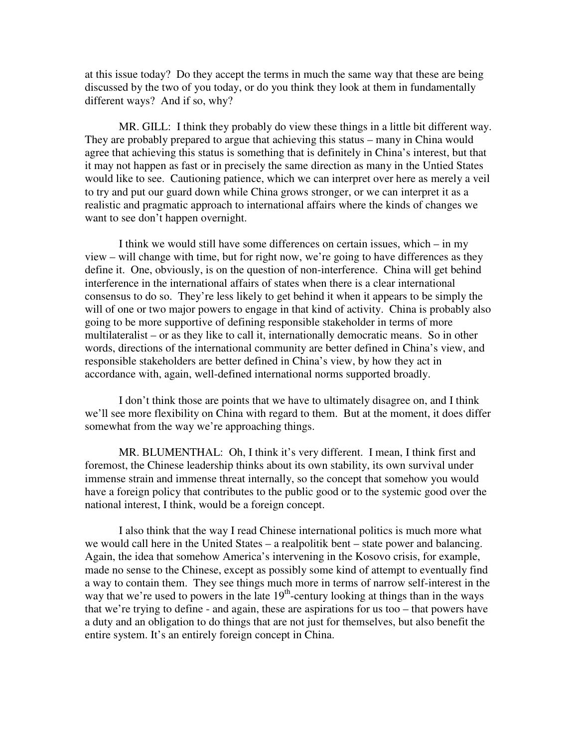at this issue today? Do they accept the terms in much the same way that these are being discussed by the two of you today, or do you think they look at them in fundamentally different ways? And if so, why?

MR. GILL: I think they probably do view these things in a little bit different way. They are probably prepared to argue that achieving this status – many in China would agree that achieving this status is something that is definitely in China's interest, but that it may not happen as fast or in precisely the same direction as many in the Untied States would like to see. Cautioning patience, which we can interpret over here as merely a veil to try and put our guard down while China grows stronger, or we can interpret it as a realistic and pragmatic approach to international affairs where the kinds of changes we want to see don't happen overnight.

I think we would still have some differences on certain issues, which – in my view – will change with time, but for right now, we're going to have differences as they define it. One, obviously, is on the question of non-interference. China will get behind interference in the international affairs of states when there is a clear international consensus to do so. They're less likely to get behind it when it appears to be simply the will of one or two major powers to engage in that kind of activity. China is probably also going to be more supportive of defining responsible stakeholder in terms of more multilateralist – or as they like to call it, internationally democratic means. So in other words, directions of the international community are better defined in China's view, and responsible stakeholders are better defined in China's view, by how they act in accordance with, again, well-defined international norms supported broadly.

I don't think those are points that we have to ultimately disagree on, and I think we'll see more flexibility on China with regard to them. But at the moment, it does differ somewhat from the way we're approaching things.

MR. BLUMENTHAL: Oh, I think it's very different. I mean, I think first and foremost, the Chinese leadership thinks about its own stability, its own survival under immense strain and immense threat internally, so the concept that somehow you would have a foreign policy that contributes to the public good or to the systemic good over the national interest, I think, would be a foreign concept.

I also think that the way I read Chinese international politics is much more what we would call here in the United States – a realpolitik bent – state power and balancing. Again, the idea that somehow America's intervening in the Kosovo crisis, for example, made no sense to the Chinese, except as possibly some kind of attempt to eventually find a way to contain them. They see things much more in terms of narrow self-interest in the way that we're used to powers in the late 19th-century looking at things than in the ways that we're trying to define - and again, these are aspirations for us too – that powers have a duty and an obligation to do things that are not just for themselves, but also benefit the entire system. It's an entirely foreign concept in China.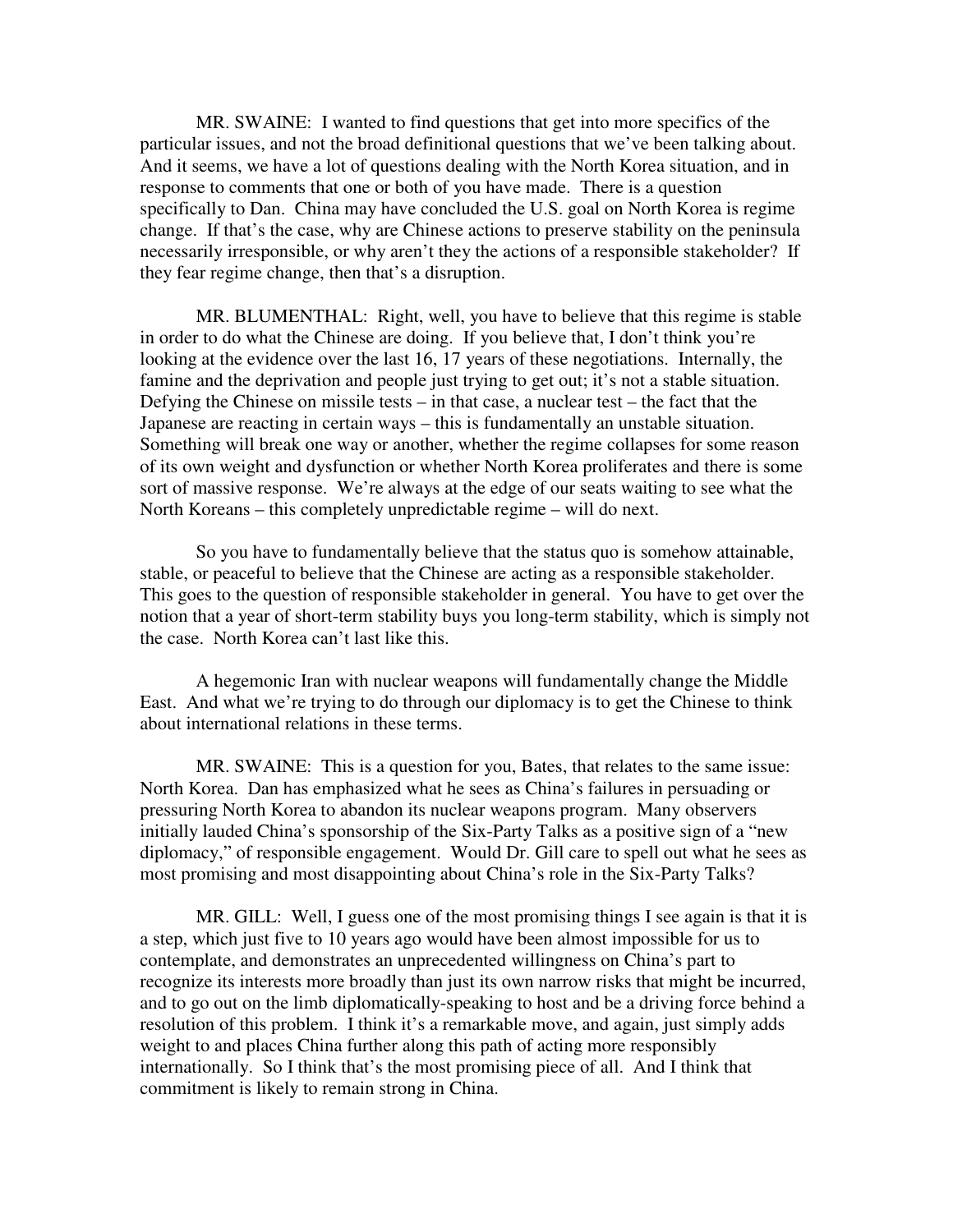MR. SWAINE: I wanted to find questions that get into more specifics of the particular issues, and not the broad definitional questions that we've been talking about. And it seems, we have a lot of questions dealing with the North Korea situation, and in response to comments that one or both of you have made. There is a question specifically to Dan. China may have concluded the U.S. goal on North Korea is regime change. If that's the case, why are Chinese actions to preserve stability on the peninsula necessarily irresponsible, or why aren't they the actions of a responsible stakeholder? If they fear regime change, then that's a disruption.

MR. BLUMENTHAL: Right, well, you have to believe that this regime is stable in order to do what the Chinese are doing. If you believe that, I don't think you're looking at the evidence over the last 16, 17 years of these negotiations. Internally, the famine and the deprivation and people just trying to get out; it's not a stable situation. Defying the Chinese on missile tests – in that case, a nuclear test – the fact that the Japanese are reacting in certain ways – this is fundamentally an unstable situation. Something will break one way or another, whether the regime collapses for some reason of its own weight and dysfunction or whether North Korea proliferates and there is some sort of massive response. We're always at the edge of our seats waiting to see what the North Koreans – this completely unpredictable regime – will do next.

So you have to fundamentally believe that the status quo is somehow attainable, stable, or peaceful to believe that the Chinese are acting as a responsible stakeholder. This goes to the question of responsible stakeholder in general. You have to get over the notion that a year of short-term stability buys you long-term stability, which is simply not the case. North Korea can't last like this.

A hegemonic Iran with nuclear weapons will fundamentally change the Middle East. And what we're trying to do through our diplomacy is to get the Chinese to think about international relations in these terms.

MR. SWAINE: This is a question for you, Bates, that relates to the same issue: North Korea. Dan has emphasized what he sees as China's failures in persuading or pressuring North Korea to abandon its nuclear weapons program. Many observers initially lauded China's sponsorship of the Six-Party Talks as a positive sign of a "new diplomacy," of responsible engagement. Would Dr. Gill care to spell out what he sees as most promising and most disappointing about China's role in the Six-Party Talks?

MR. GILL: Well, I guess one of the most promising things I see again is that it is a step, which just five to 10 years ago would have been almost impossible for us to contemplate, and demonstrates an unprecedented willingness on China's part to recognize its interests more broadly than just its own narrow risks that might be incurred, and to go out on the limb diplomatically-speaking to host and be a driving force behind a resolution of this problem. I think it's a remarkable move, and again, just simply adds weight to and places China further along this path of acting more responsibly internationally. So I think that's the most promising piece of all. And I think that commitment is likely to remain strong in China.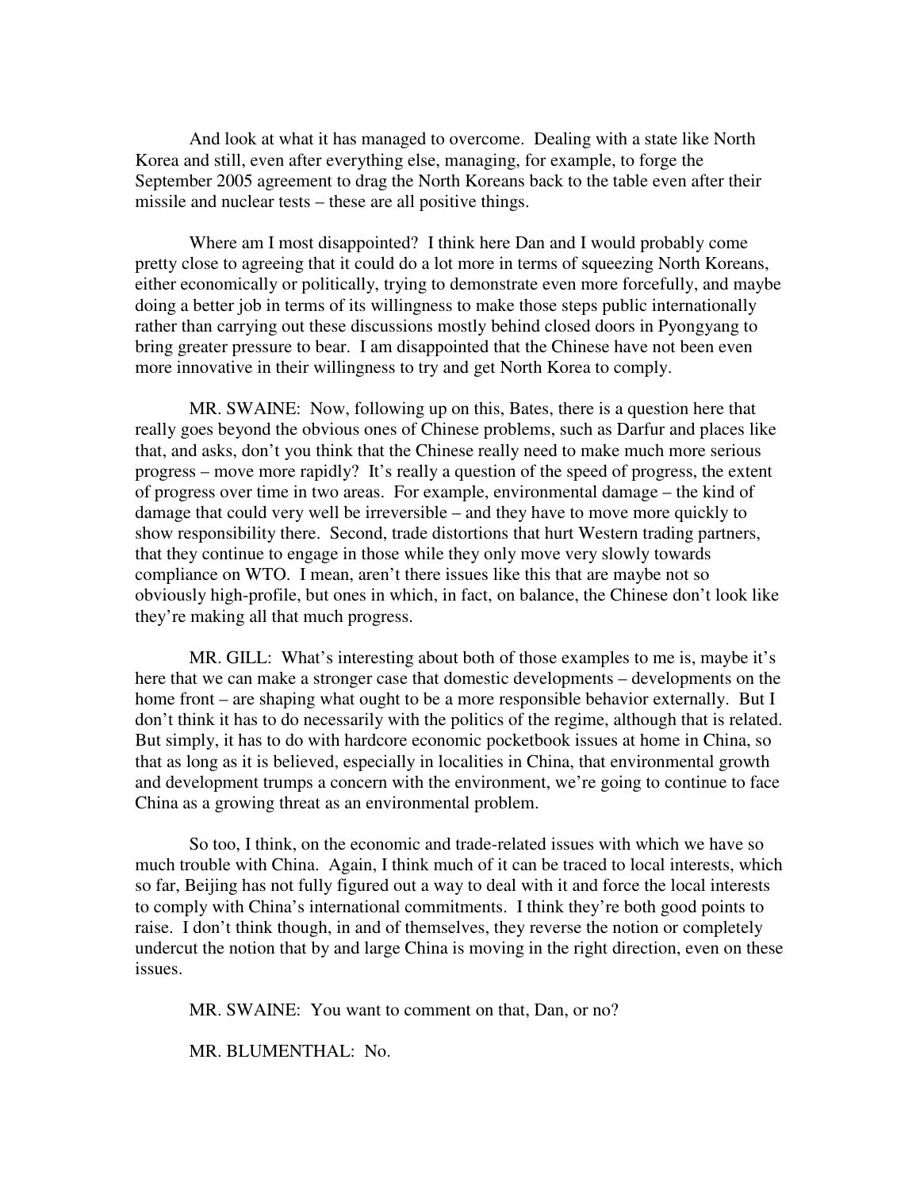And look at what it has managed to overcome. Dealing with a state like North Korea and still, even after everything else, managing, for example, to forge the September 2005 agreement to drag the North Koreans back to the table even after their missile and nuclear tests – these are all positive things.

Where am I most disappointed? I think here Dan and I would probably come pretty close to agreeing that it could do a lot more in terms of squeezing North Koreans, either economically or politically, trying to demonstrate even more forcefully, and maybe doing a better job in terms of its willingness to make those steps public internationally rather than carrying out these discussions mostly behind closed doors in Pyongyang to bring greater pressure to bear. I am disappointed that the Chinese have not been even more innovative in their willingness to try and get North Korea to comply.

MR. SWAINE: Now, following up on this, Bates, there is a question here that really goes beyond the obvious ones of Chinese problems, such as Darfur and places like that, and asks, don't you think that the Chinese really need to make much more serious progress – move more rapidly? It's really a question of the speed of progress, the extent of progress over time in two areas. For example, environmental damage – the kind of damage that could very well be irreversible – and they have to move more quickly to show responsibility there. Second, trade distortions that hurt Western trading partners, that they continue to engage in those while they only move very slowly towards compliance on WTO. I mean, aren't there issues like this that are maybe not so obviously high-profile, but ones in which, in fact, on balance, the Chinese don't look like they're making all that much progress.

MR. GILL: What's interesting about both of those examples to me is, maybe it's here that we can make a stronger case that domestic developments – developments on the home front – are shaping what ought to be a more responsible behavior externally. But I don't think it has to do necessarily with the politics of the regime, although that is related. But simply, it has to do with hardcore economic pocketbook issues at home in China, so that as long as it is believed, especially in localities in China, that environmental growth and development trumps a concern with the environment, we're going to continue to face China as a growing threat as an environmental problem.

So too, I think, on the economic and trade-related issues with which we have so much trouble with China. Again, I think much of it can be traced to local interests, which so far, Beijing has not fully figured out a way to deal with it and force the local interests to comply with China's international commitments. I think they're both good points to raise. I don't think though, in and of themselves, they reverse the notion or completely undercut the notion that by and large China is moving in the right direction, even on these issues.

MR. SWAINE: You want to comment on that, Dan, or no?

MR. BLUMENTHAL: No.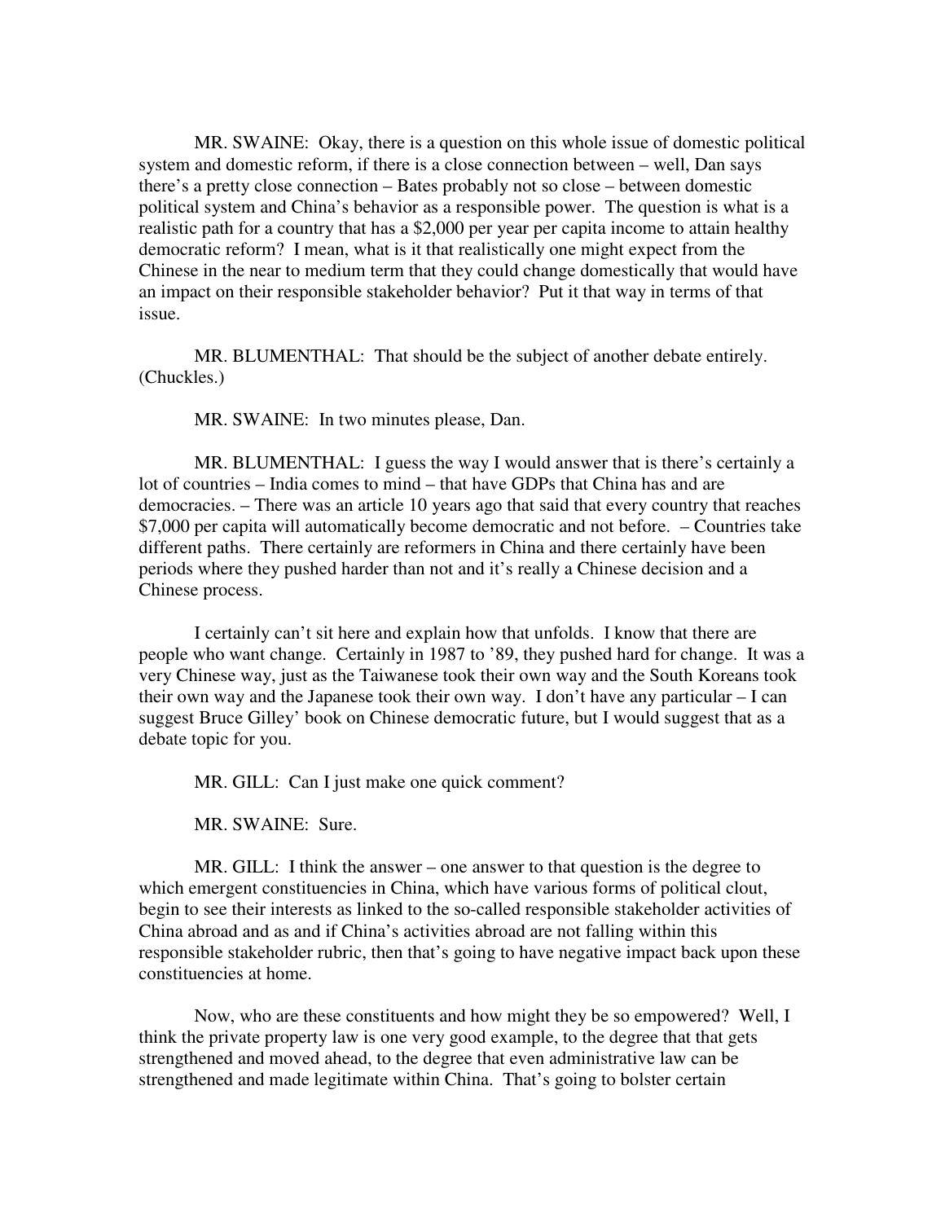MR. SWAINE: Okay, there is a question on this whole issue of domestic political system and domestic reform, if there is a close connection between – well, Dan says there's a pretty close connection – Bates probably not so close – between domestic political system and China's behavior as a responsible power. The question is what is a realistic path for a country that has a $2,000 per year per capita income to attain healthy democratic reform? I mean, what is it that realistically one might expect from the Chinese in the near to medium term that they could change domestically that would have an impact on their responsible stakeholder behavior? Put it that way in terms of that issue.

MR. BLUMENTHAL: That should be the subject of another debate entirely. (Chuckles.)

MR. SWAINE: In two minutes please, Dan.

MR. BLUMENTHAL: I guess the way I would answer that is there's certainly a lot of countries – India comes to mind – that have GDPs that China has and are democracies. – There was an article 10 years ago that said that every country that reaches $7,000 per capita will automatically become democratic and not before. – Countries take different paths. There certainly are reformers in China and there certainly have been periods where they pushed harder than not and it's really a Chinese decision and a Chinese process.

I certainly can't sit here and explain how that unfolds. I know that there are people who want change. Certainly in 1987 to '89, they pushed hard for change. It was a very Chinese way, just as the Taiwanese took their own way and the South Koreans took their own way and the Japanese took their own way. I don't have any particular – I can suggest Bruce Gilley' book on Chinese democratic future, but I would suggest that as a debate topic for you.

MR. GILL: Can I just make one quick comment?

MR. SWAINE: Sure.

MR. GILL: I think the answer – one answer to that question is the degree to which emergent constituencies in China, which have various forms of political clout, begin to see their interests as linked to the so-called responsible stakeholder activities of China abroad and as and if China's activities abroad are not falling within this responsible stakeholder rubric, then that's going to have negative impact back upon these constituencies at home.

Now, who are these constituents and how might they be so empowered? Well, I think the private property law is one very good example, to the degree that that gets strengthened and moved ahead, to the degree that even administrative law can be strengthened and made legitimate within China. That's going to bolster certain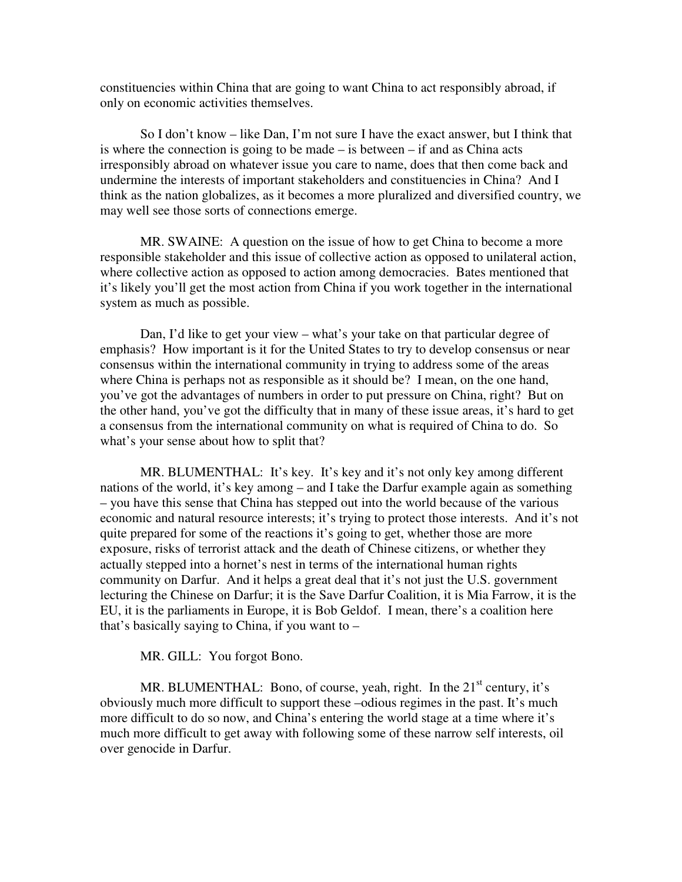constituencies within China that are going to want China to act responsibly abroad, if only on economic activities themselves.

So I don't know – like Dan, I'm not sure I have the exact answer, but I think that is where the connection is going to be made – is between – if and as China acts irresponsibly abroad on whatever issue you care to name, does that then come back and undermine the interests of important stakeholders and constituencies in China? And I think as the nation globalizes, as it becomes a more pluralized and diversified country, we may well see those sorts of connections emerge.

MR. SWAINE: A question on the issue of how to get China to become a more responsible stakeholder and this issue of collective action as opposed to unilateral action, where collective action as opposed to action among democracies. Bates mentioned that it's likely you'll get the most action from China if you work together in the international system as much as possible.

Dan, I'd like to get your view – what's your take on that particular degree of emphasis? How important is it for the United States to try to develop consensus or near consensus within the international community in trying to address some of the areas where China is perhaps not as responsible as it should be? I mean, on the one hand, you've got the advantages of numbers in order to put pressure on China, right? But on the other hand, you've got the difficulty that in many of these issue areas, it's hard to get a consensus from the international community on what is required of China to do. So what's your sense about how to split that?

MR. BLUMENTHAL: It's key. It's key and it's not only key among different nations of the world, it's key among – and I take the Darfur example again as something – you have this sense that China has stepped out into the world because of the various economic and natural resource interests; it's trying to protect those interests. And it's not quite prepared for some of the reactions it's going to get, whether those are more exposure, risks of terrorist attack and the death of Chinese citizens, or whether they actually stepped into a hornet's nest in terms of the international human rights community on Darfur. And it helps a great deal that it's not just the U.S. government lecturing the Chinese on Darfur; it is the Save Darfur Coalition, it is Mia Farrow, it is the EU, it is the parliaments in Europe, it is Bob Geldof. I mean, there's a coalition here that's basically saying to China, if you want to –

MR. GILL: You forgot Bono.

MR. BLUMENTHAL: Bono, of course, yeah, right. In the 21st century, it's obviously much more difficult to support these –odious regimes in the past. It's much more difficult to do so now, and China's entering the world stage at a time where it's much more difficult to get away with following some of these narrow self interests, oil over genocide in Darfur.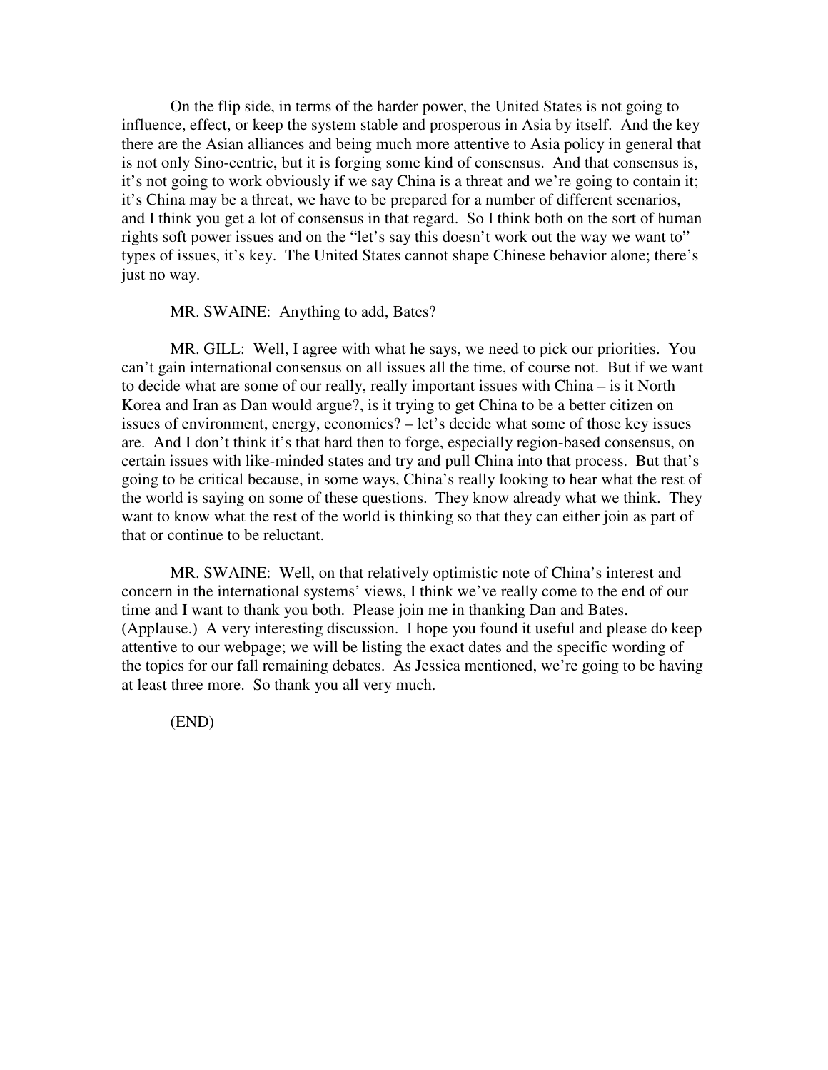On the flip side, in terms of the harder power, the United States is not going to influence, effect, or keep the system stable and prosperous in Asia by itself. And the key there are the Asian alliances and being much more attentive to Asia policy in general that is not only Sino-centric, but it is forging some kind of consensus. And that consensus is, it's not going to work obviously if we say China is a threat and we're going to contain it; it's China may be a threat, we have to be prepared for a number of different scenarios, and I think you get a lot of consensus in that regard. So I think both on the sort of human rights soft power issues and on the "let's say this doesn't work out the way we want to" types of issues, it's key. The United States cannot shape Chinese behavior alone; there's just no way.

MR. SWAINE: Anything to add, Bates?

MR. GILL: Well, I agree with what he says, we need to pick our priorities. You can't gain international consensus on all issues all the time, of course not. But if we want to decide what are some of our really, really important issues with China – is it North Korea and Iran as Dan would argue?, is it trying to get China to be a better citizen on issues of environment, energy, economics? – let's decide what some of those key issues are. And I don't think it's that hard then to forge, especially region-based consensus, on certain issues with like-minded states and try and pull China into that process. But that's going to be critical because, in some ways, China's really looking to hear what the rest of the world is saying on some of these questions. They know already what we think. They want to know what the rest of the world is thinking so that they can either join as part of that or continue to be reluctant.

MR. SWAINE: Well, on that relatively optimistic note of China's interest and concern in the international systems' views, I think we've really come to the end of our time and I want to thank you both. Please join me in thanking Dan and Bates. (Applause.) A very interesting discussion. I hope you found it useful and please do keep attentive to our webpage; we will be listing the exact dates and the specific wording of the topics for our fall remaining debates. As Jessica mentioned, we're going to be having at least three more. So thank you all very much.

(END)